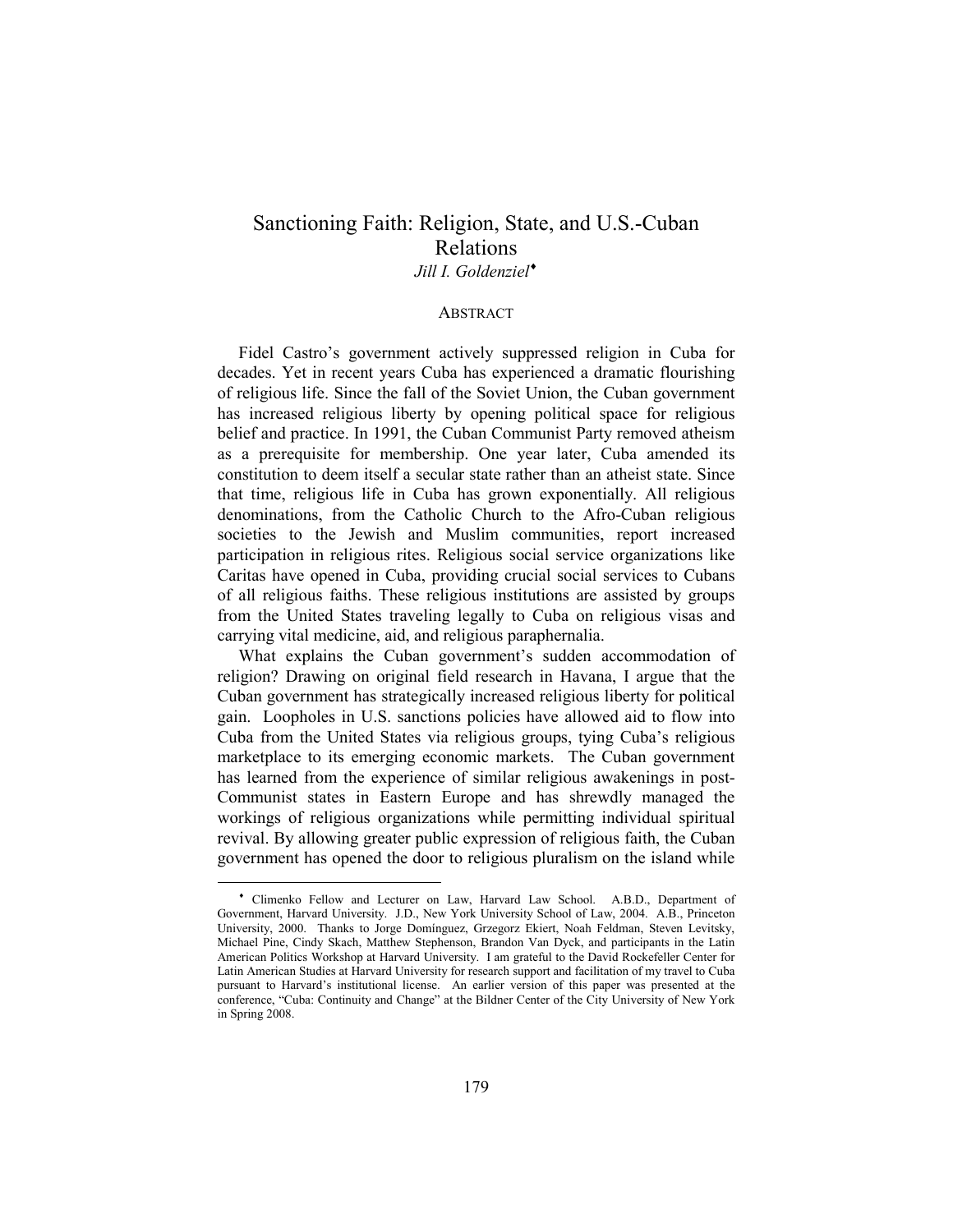# Sanctioning Faith: Religion, State, and U.S.-Cuban Relations

*Jill I. Goldenziel*[♦]

## ABSTRACT

Fidel Castro's government actively suppressed religion in Cuba for decades. Yet in recent years Cuba has experienced a dramatic flourishing of religious life. Since the fall of the Soviet Union, the Cuban government has increased religious liberty by opening political space for religious belief and practice. In 1991, the Cuban Communist Party removed atheism as a prerequisite for membership. One year later, Cuba amended its constitution to deem itself a secular state rather than an atheist state. Since that time, religious life in Cuba has grown exponentially. All religious denominations, from the Catholic Church to the Afro-Cuban religious societies to the Jewish and Muslim communities, report increased participation in religious rites. Religious social service organizations like Caritas have opened in Cuba, providing crucial social services to Cubans of all religious faiths. These religious institutions are assisted by groups from the United States traveling legally to Cuba on religious visas and carrying vital medicine, aid, and religious paraphernalia.

What explains the Cuban government's sudden accommodation of religion? Drawing on original field research in Havana, I argue that the Cuban government has strategically increased religious liberty for political gain. Loopholes in U.S. sanctions policies have allowed aid to flow into Cuba from the United States via religious groups, tying Cuba's religious marketplace to its emerging economic markets. The Cuban government has learned from the experience of similar religious awakenings in post-Communist states in Eastern Europe and has shrewdly managed the workings of religious organizations while permitting individual spiritual revival. By allowing greater public expression of religious faith, the Cuban government has opened the door to religious pluralism on the island while

---

[♦] Climenko Fellow and Lecturer on Law, Harvard Law School. A.B.D., Department of Government, Harvard University. J.D., New York University School of Law, 2004. A.B., Princeton University, 2000. Thanks to Jorge Domínguez, Grzegorz Ekiert, Noah Feldman, Steven Levitsky, Michael Pine, Cindy Skach, Matthew Stephenson, Brandon Van Dyck, and participants in the Latin American Politics Workshop at Harvard University. I am grateful to the David Rockefeller Center for Latin American Studies at Harvard University for research support and facilitation of my travel to Cuba pursuant to Harvard's institutional license. An earlier version of this paper was presented at the conference, "Cuba: Continuity and Change" at the Bildner Center of the City University of New York in Spring 2008.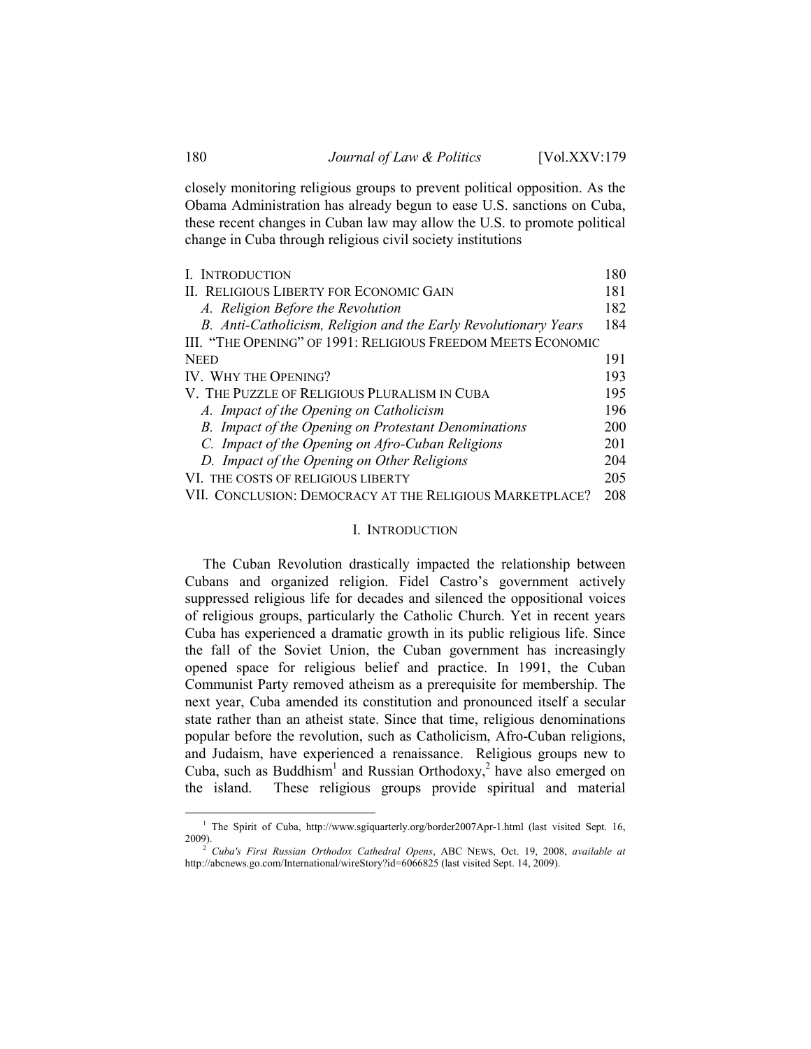closely monitoring religious groups to prevent political opposition. As the Obama Administration has already begun to ease U.S. sanctions on Cuba, these recent changes in Cuban law may allow the U.S. to promote political change in Cuba through religious civil society institutions

| | |
|---|---|
| I. INTRODUCTION | 180 |
| II. RELIGIOUS LIBERTY FOR ECONOMIC GAIN | 181 |
| *A. Religion Before the Revolution* | 182 |
| *B. Anti-Catholicism, Religion and the Early Revolutionary Years* | 184 |
| III. "THE OPENING" OF 1991: RELIGIOUS FREEDOM MEETS ECONOMIC NEED | 191 |
| IV. WHY THE OPENING? | 193 |
| V. THE PUZZLE OF RELIGIOUS PLURALISM IN CUBA | 195 |
| *A. Impact of the Opening on Catholicism* | 196 |
| *B. Impact of the Opening on Protestant Denominations* | 200 |
| *C. Impact of the Opening on Afro-Cuban Religions* | 201 |
| *D. Impact of the Opening on Other Religions* | 204 |
| VI. THE COSTS OF RELIGIOUS LIBERTY | 205 |
| VII. CONCLUSION: DEMOCRACY AT THE RELIGIOUS MARKETPLACE? | 208 |

## I. INTRODUCTION

The Cuban Revolution drastically impacted the relationship between Cubans and organized religion. Fidel Castro's government actively suppressed religious life for decades and silenced the oppositional voices of religious groups, particularly the Catholic Church. Yet in recent years Cuba has experienced a dramatic growth in its public religious life. Since the fall of the Soviet Union, the Cuban government has increasingly opened space for religious belief and practice. In 1991, the Cuban Communist Party removed atheism as a prerequisite for membership. The next year, Cuba amended its constitution and pronounced itself a secular state rather than an atheist state. Since that time, religious denominations popular before the revolution, such as Catholicism, Afro-Cuban religions, and Judaism, have experienced a renaissance. Religious groups new to Cuba, such as Buddhism[1] and Russian Orthodoxy,[2] have also emerged on the island. These religious groups provide spiritual and material

[1] The Spirit of Cuba, http://www.sgiquarterly.org/border2007Apr-1.html (last visited Sept. 16, 2009).

[2] *Cuba's First Russian Orthodox Cathedral Opens*, ABC NEWS, Oct. 19, 2008, *available at* http://abcnews.go.com/International/wireStory?id=6066825 (last visited Sept. 14, 2009).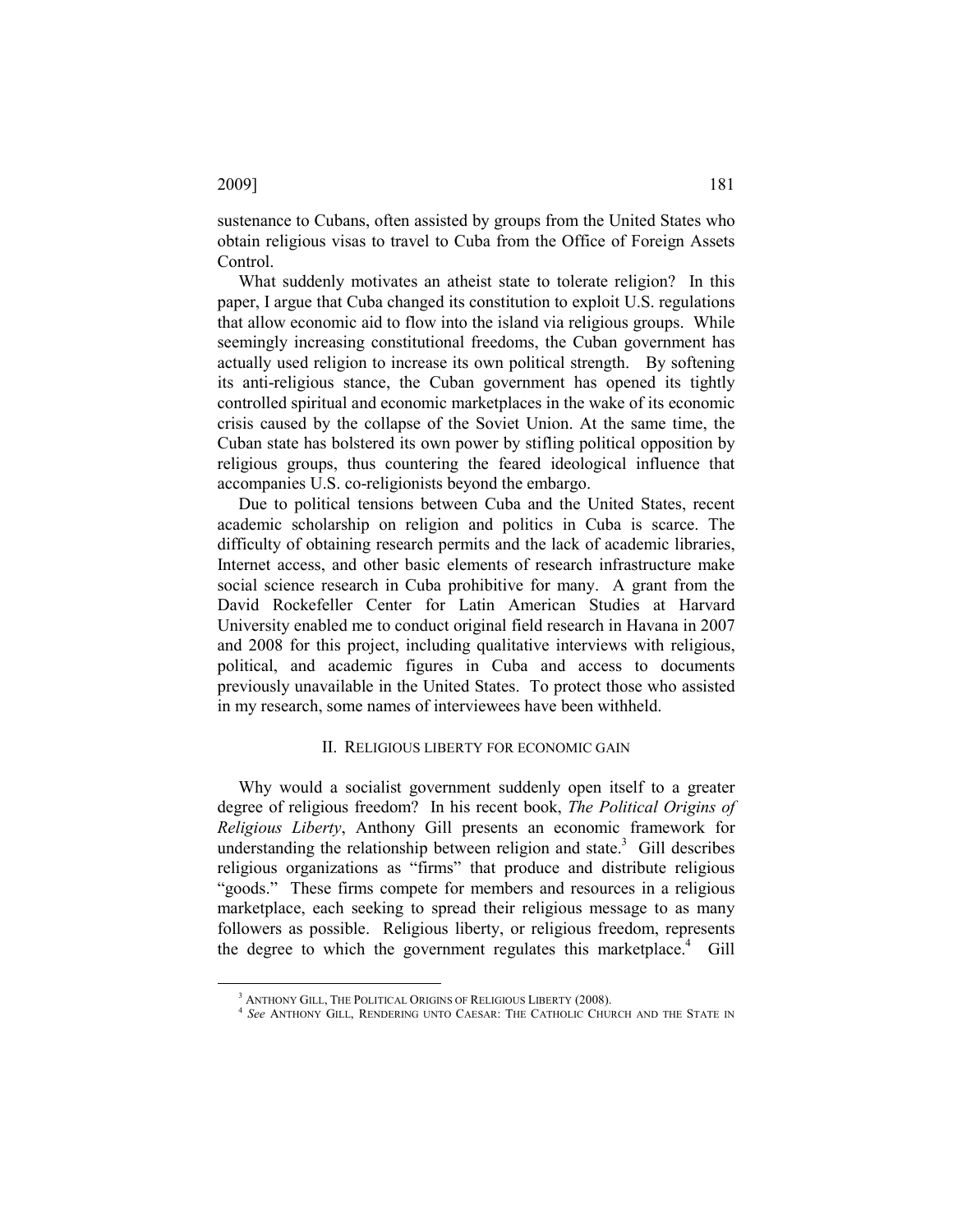sustenance to Cubans, often assisted by groups from the United States who obtain religious visas to travel to Cuba from the Office of Foreign Assets Control.

What suddenly motivates an atheist state to tolerate religion? In this paper, I argue that Cuba changed its constitution to exploit U.S. regulations that allow economic aid to flow into the island via religious groups. While seemingly increasing constitutional freedoms, the Cuban government has actually used religion to increase its own political strength. By softening its anti-religious stance, the Cuban government has opened its tightly controlled spiritual and economic marketplaces in the wake of its economic crisis caused by the collapse of the Soviet Union. At the same time, the Cuban state has bolstered its own power by stifling political opposition by religious groups, thus countering the feared ideological influence that accompanies U.S. co-religionists beyond the embargo.

Due to political tensions between Cuba and the United States, recent academic scholarship on religion and politics in Cuba is scarce. The difficulty of obtaining research permits and the lack of academic libraries, Internet access, and other basic elements of research infrastructure make social science research in Cuba prohibitive for many. A grant from the David Rockefeller Center for Latin American Studies at Harvard University enabled me to conduct original field research in Havana in 2007 and 2008 for this project, including qualitative interviews with religious, political, and academic figures in Cuba and access to documents previously unavailable in the United States. To protect those who assisted in my research, some names of interviewees have been withheld.

## II. Religious Liberty for Economic Gain

Why would a socialist government suddenly open itself to a greater degree of religious freedom? In his recent book, *The Political Origins of Religious Liberty*, Anthony Gill presents an economic framework for understanding the relationship between religion and state.[3] Gill describes religious organizations as "firms" that produce and distribute religious "goods." These firms compete for members and resources in a religious marketplace, each seeking to spread their religious message to as many followers as possible. Religious liberty, or religious freedom, represents the degree to which the government regulates this marketplace.[4] Gill

---

[3] Anthony Gill, The Political Origins of Religious Liberty (2008).

[4] *See* Anthony Gill, Rendering unto Caesar: The Catholic Church and the State in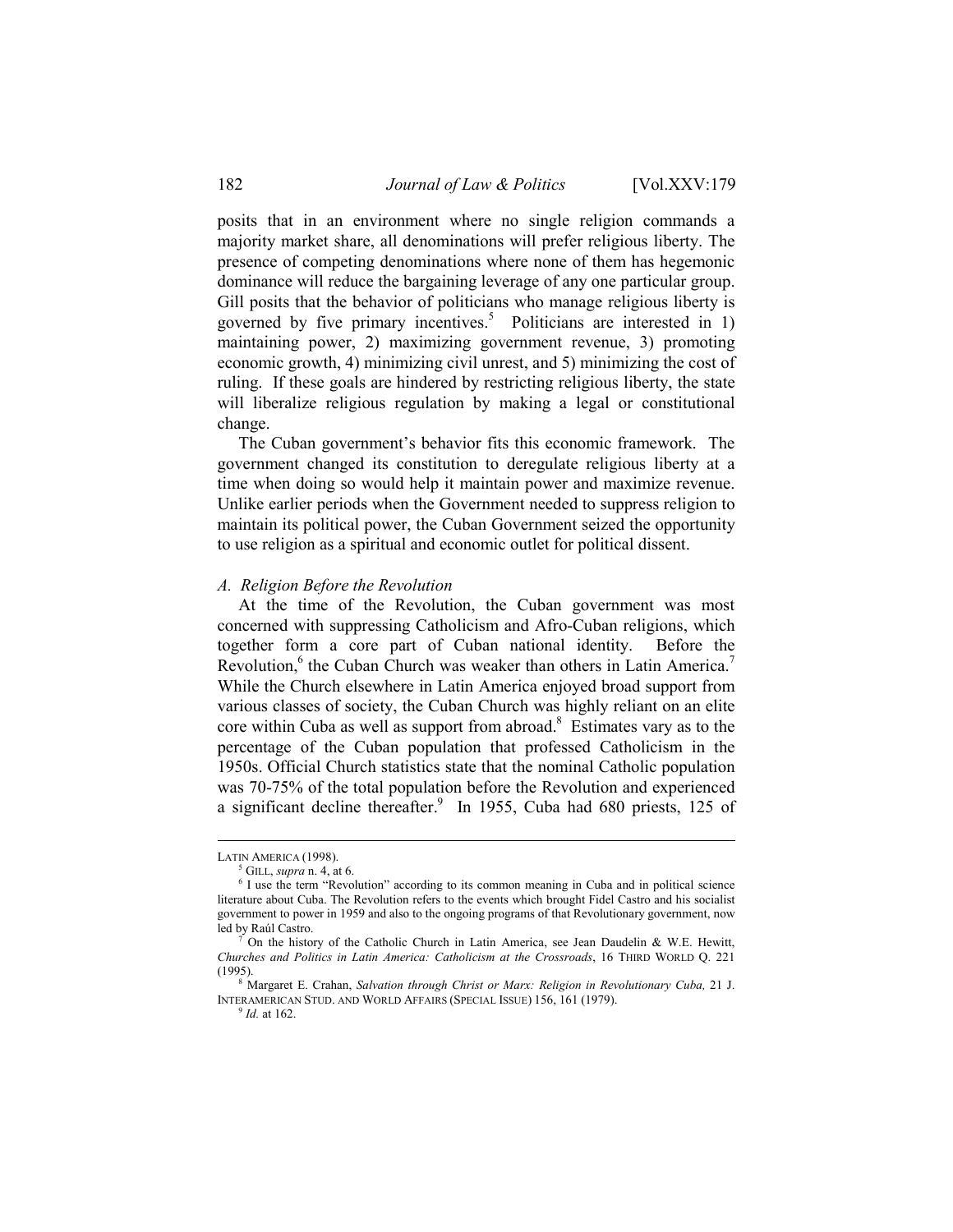posits that in an environment where no single religion commands a majority market share, all denominations will prefer religious liberty. The presence of competing denominations where none of them has hegemonic dominance will reduce the bargaining leverage of any one particular group. Gill posits that the behavior of politicians who manage religious liberty is governed by five primary incentives.[5] Politicians are interested in 1) maintaining power, 2) maximizing government revenue, 3) promoting economic growth, 4) minimizing civil unrest, and 5) minimizing the cost of ruling. If these goals are hindered by restricting religious liberty, the state will liberalize religious regulation by making a legal or constitutional change.

The Cuban government's behavior fits this economic framework. The government changed its constitution to deregulate religious liberty at a time when doing so would help it maintain power and maximize revenue. Unlike earlier periods when the Government needed to suppress religion to maintain its political power, the Cuban Government seized the opportunity to use religion as a spiritual and economic outlet for political dissent.

### *A. Religion Before the Revolution*

At the time of the Revolution, the Cuban government was most concerned with suppressing Catholicism and Afro-Cuban religions, which together form a core part of Cuban national identity. Before the Revolution,[6] the Cuban Church was weaker than others in Latin America.[7] While the Church elsewhere in Latin America enjoyed broad support from various classes of society, the Cuban Church was highly reliant on an elite core within Cuba as well as support from abroad.[8] Estimates vary as to the percentage of the Cuban population that professed Catholicism in the 1950s. Official Church statistics state that the nominal Catholic population was 70-75% of the total population before the Revolution and experienced a significant decline thereafter.[9] In 1955, Cuba had 680 priests, 125 of

---

LATIN AMERICA (1998).

[5] GILL, *supra* n. 4, at 6.

[6] I use the term "Revolution" according to its common meaning in Cuba and in political science literature about Cuba. The Revolution refers to the events which brought Fidel Castro and his socialist government to power in 1959 and also to the ongoing programs of that Revolutionary government, now led by Raúl Castro.

[7] On the history of the Catholic Church in Latin America, see Jean Daudelin & W.E. Hewitt, *Churches and Politics in Latin America: Catholicism at the Crossroads*, 16 THIRD WORLD Q. 221 (1995).

[8] Margaret E. Crahan, *Salvation through Christ or Marx: Religion in Revolutionary Cuba,* 21 J. INTERAMERICAN STUD. AND WORLD AFFAIRS (SPECIAL ISSUE) 156, 161 (1979).

[9] *Id.* at 162.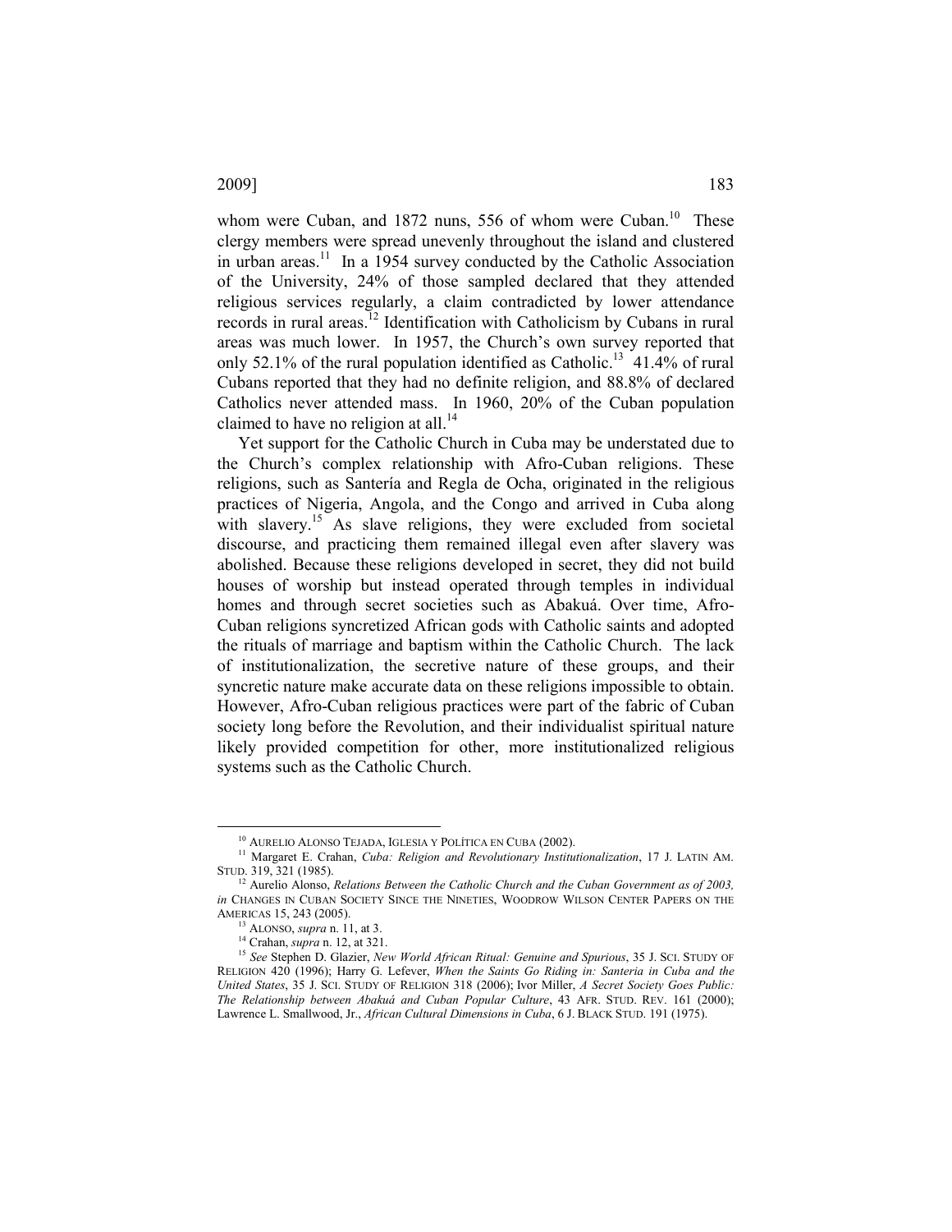whom were Cuban, and 1872 nuns, 556 of whom were Cuban.[10] These clergy members were spread unevenly throughout the island and clustered in urban areas.[11] In a 1954 survey conducted by the Catholic Association of the University, 24% of those sampled declared that they attended religious services regularly, a claim contradicted by lower attendance records in rural areas.[12] Identification with Catholicism by Cubans in rural areas was much lower. In 1957, the Church's own survey reported that only 52.1% of the rural population identified as Catholic.[13] 41.4% of rural Cubans reported that they had no definite religion, and 88.8% of declared Catholics never attended mass. In 1960, 20% of the Cuban population claimed to have no religion at all.[14]

Yet support for the Catholic Church in Cuba may be understated due to the Church's complex relationship with Afro-Cuban religions. These religions, such as Santería and Regla de Ocha, originated in the religious practices of Nigeria, Angola, and the Congo and arrived in Cuba along with slavery.[15] As slave religions, they were excluded from societal discourse, and practicing them remained illegal even after slavery was abolished. Because these religions developed in secret, they did not build houses of worship but instead operated through temples in individual homes and through secret societies such as Abakuá. Over time, Afro-Cuban religions syncretized African gods with Catholic saints and adopted the rituals of marriage and baptism within the Catholic Church. The lack of institutionalization, the secretive nature of these groups, and their syncretic nature make accurate data on these religions impossible to obtain. However, Afro-Cuban religious practices were part of the fabric of Cuban society long before the Revolution, and their individualist spiritual nature likely provided competition for other, more institutionalized religious systems such as the Catholic Church.

---

[10] AURELIO ALONSO TEJADA, IGLESIA Y POLÍTICA EN CUBA (2002).

[11] Margaret E. Crahan, *Cuba: Religion and Revolutionary Institutionalization*, 17 J. LATIN AM. STUD. 319, 321 (1985).

[12] Aurelio Alonso, *Relations Between the Catholic Church and the Cuban Government as of 2003, in* CHANGES IN CUBAN SOCIETY SINCE THE NINETIES, WOODROW WILSON CENTER PAPERS ON THE AMERICAS 15, 243 (2005).

[13] ALONSO, *supra* n. 11, at 3.

[14] Crahan, *supra* n. 12, at 321.

[15] *See* Stephen D. Glazier, *New World African Ritual: Genuine and Spurious*, 35 J. SCI. STUDY OF RELIGION 420 (1996); Harry G. Lefever, *When the Saints Go Riding in: Santeria in Cuba and the United States*, 35 J. SCI. STUDY OF RELIGION 318 (2006); Ivor Miller, *A Secret Society Goes Public: The Relationship between Abakuá and Cuban Popular Culture*, 43 AFR. STUD. REV. 161 (2000); Lawrence L. Smallwood, Jr., *African Cultural Dimensions in Cuba*, 6 J. BLACK STUD. 191 (1975).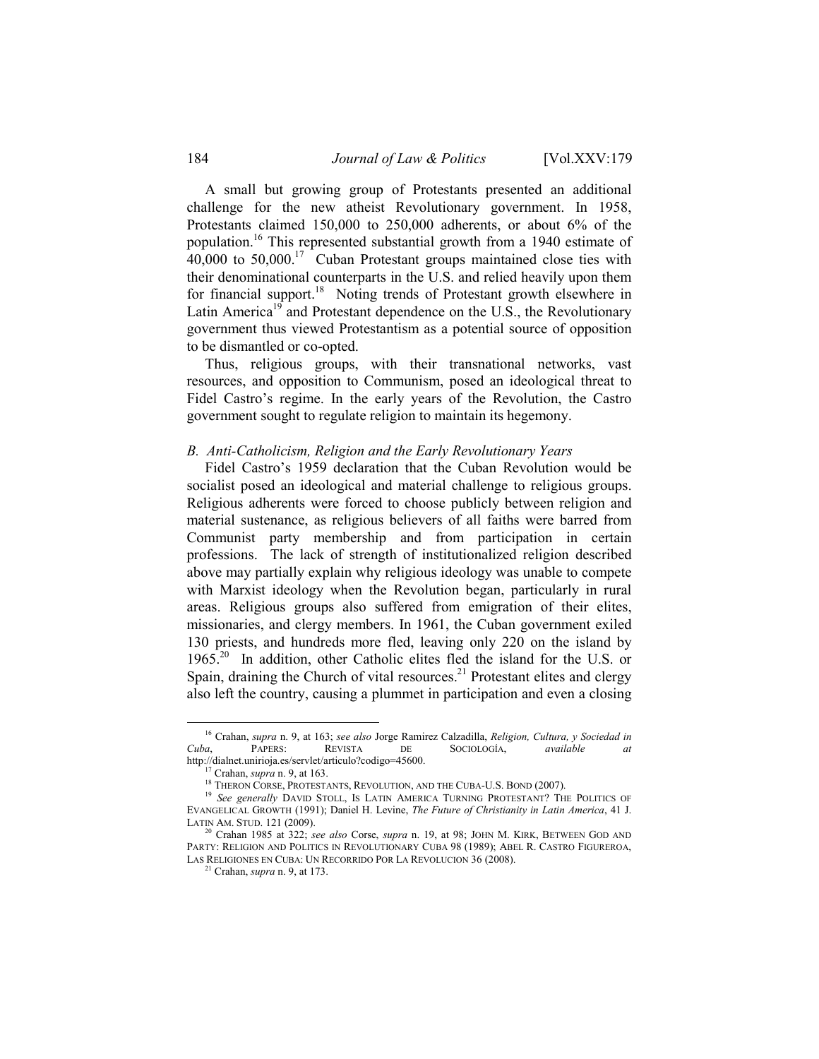A small but growing group of Protestants presented an additional challenge for the new atheist Revolutionary government. In 1958, Protestants claimed 150,000 to 250,000 adherents, or about 6% of the population.[16] This represented substantial growth from a 1940 estimate of 40,000 to 50,000.[17] Cuban Protestant groups maintained close ties with their denominational counterparts in the U.S. and relied heavily upon them for financial support.[18] Noting trends of Protestant growth elsewhere in Latin America[19] and Protestant dependence on the U.S., the Revolutionary government thus viewed Protestantism as a potential source of opposition to be dismantled or co-opted.

Thus, religious groups, with their transnational networks, vast resources, and opposition to Communism, posed an ideological threat to Fidel Castro's regime. In the early years of the Revolution, the Castro government sought to regulate religion to maintain its hegemony.

### *B. Anti-Catholicism, Religion and the Early Revolutionary Years*

Fidel Castro's 1959 declaration that the Cuban Revolution would be socialist posed an ideological and material challenge to religious groups. Religious adherents were forced to choose publicly between religion and material sustenance, as religious believers of all faiths were barred from Communist party membership and from participation in certain professions. The lack of strength of institutionalized religion described above may partially explain why religious ideology was unable to compete with Marxist ideology when the Revolution began, particularly in rural areas. Religious groups also suffered from emigration of their elites, missionaries, and clergy members. In 1961, the Cuban government exiled 130 priests, and hundreds more fled, leaving only 220 on the island by 1965.[20] In addition, other Catholic elites fled the island for the U.S. or Spain, draining the Church of vital resources.[21] Protestant elites and clergy also left the country, causing a plummet in participation and even a closing

---

[16] Crahan, *supra* n. 9, at 163; *see also* Jorge Ramirez Calzadilla, *Religion, Cultura, y Sociedad in Cuba*, PAPERS: REVISTA DE SOCIOLOGÍA, *available at* http://dialnet.unirioja.es/servlet/articulo?codigo=45600.

[17] Crahan, *supra* n. 9, at 163.

[18] THERON CORSE, PROTESTANTS, REVOLUTION, AND THE CUBA-U.S. BOND (2007).

[19] *See generally* DAVID STOLL, IS LATIN AMERICA TURNING PROTESTANT? THE POLITICS OF EVANGELICAL GROWTH (1991); Daniel H. Levine, *The Future of Christianity in Latin America*, 41 J. LATIN AM. STUD. 121 (2009).

[20] Crahan 1985 at 322; *see also* Corse, *supra* n. 19, at 98; JOHN M. KIRK, BETWEEN GOD AND PARTY: RELIGION AND POLITICS IN REVOLUTIONARY CUBA 98 (1989); ABEL R. CASTRO FIGUREROA, LAS RELIGIONES EN CUBA: UN RECORRIDO POR LA REVOLUCION 36 (2008).

[21] Crahan, *supra* n. 9, at 173.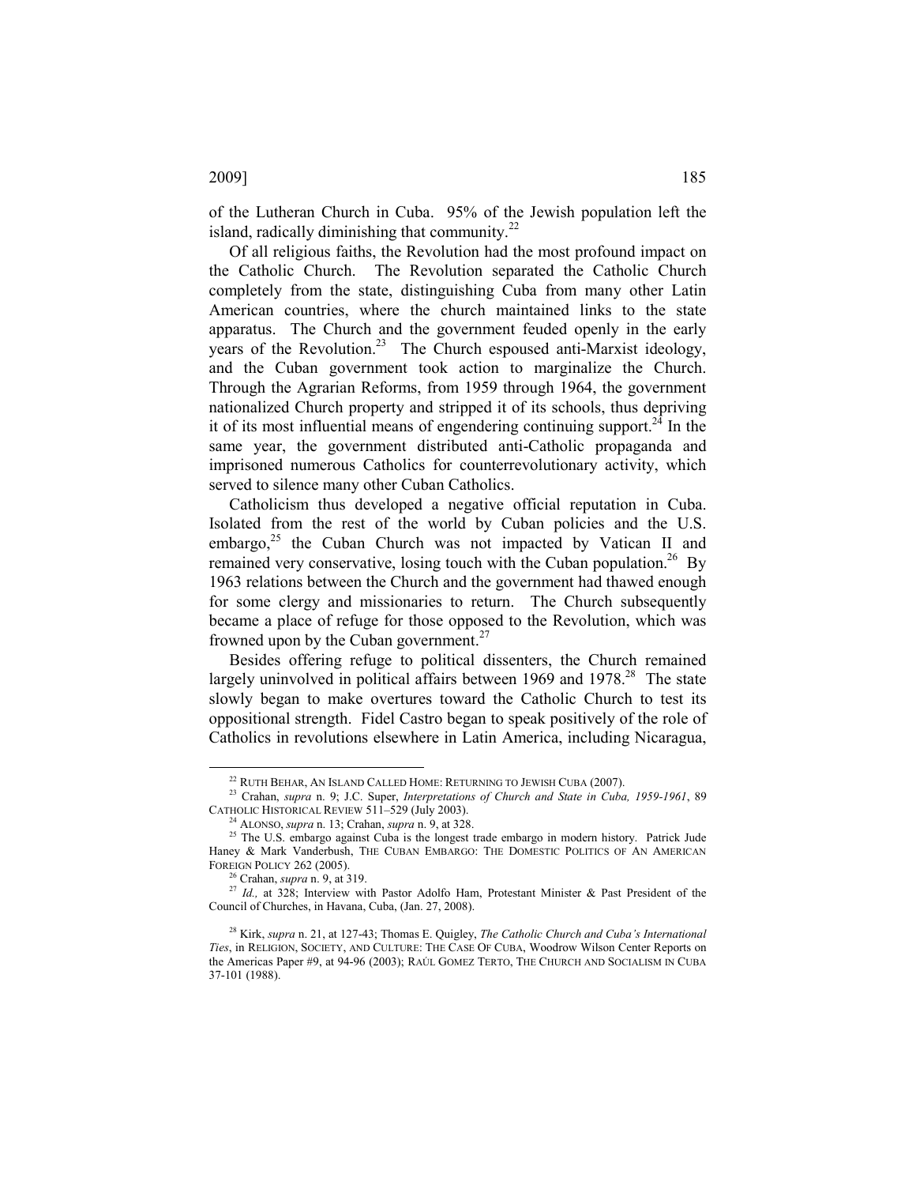of the Lutheran Church in Cuba. 95% of the Jewish population left the island, radically diminishing that community.[22]

Of all religious faiths, the Revolution had the most profound impact on the Catholic Church. The Revolution separated the Catholic Church completely from the state, distinguishing Cuba from many other Latin American countries, where the church maintained links to the state apparatus. The Church and the government feuded openly in the early years of the Revolution.[23] The Church espoused anti-Marxist ideology, and the Cuban government took action to marginalize the Church. Through the Agrarian Reforms, from 1959 through 1964, the government nationalized Church property and stripped it of its schools, thus depriving it of its most influential means of engendering continuing support.[24] In the same year, the government distributed anti-Catholic propaganda and imprisoned numerous Catholics for counterrevolutionary activity, which served to silence many other Cuban Catholics.

Catholicism thus developed a negative official reputation in Cuba. Isolated from the rest of the world by Cuban policies and the U.S. embargo,[25] the Cuban Church was not impacted by Vatican II and remained very conservative, losing touch with the Cuban population.[26] By 1963 relations between the Church and the government had thawed enough for some clergy and missionaries to return. The Church subsequently became a place of refuge for those opposed to the Revolution, which was frowned upon by the Cuban government.[27]

Besides offering refuge to political dissenters, the Church remained largely uninvolved in political affairs between 1969 and 1978.[28] The state slowly began to make overtures toward the Catholic Church to test its oppositional strength. Fidel Castro began to speak positively of the role of Catholics in revolutions elsewhere in Latin America, including Nicaragua,

---

[22] RUTH BEHAR, AN ISLAND CALLED HOME: RETURNING TO JEWISH CUBA (2007).

[23] Crahan, *supra* n. 9; J.C. Super, *Interpretations of Church and State in Cuba, 1959-1961*, 89 CATHOLIC HISTORICAL REVIEW 511–529 (July 2003).

[24] ALONSO, *supra* n. 13; Crahan, *supra* n. 9, at 328.

[25] The U.S. embargo against Cuba is the longest trade embargo in modern history. Patrick Jude Haney & Mark Vanderbush, THE CUBAN EMBARGO: THE DOMESTIC POLITICS OF AN AMERICAN FOREIGN POLICY 262 (2005).

[26] Crahan, *supra* n. 9, at 319.

[27] *Id.,* at 328; Interview with Pastor Adolfo Ham, Protestant Minister & Past President of the Council of Churches, in Havana, Cuba, (Jan. 27, 2008).

[28] Kirk, *supra* n. 21, at 127-43; Thomas E. Quigley, *The Catholic Church and Cuba's International Ties*, in RELIGION, SOCIETY, AND CULTURE: THE CASE OF CUBA, Woodrow Wilson Center Reports on the Americas Paper #9, at 94-96 (2003); RAÚL GOMEZ TERTO, THE CHURCH AND SOCIALISM IN CUBA 37-101 (1988).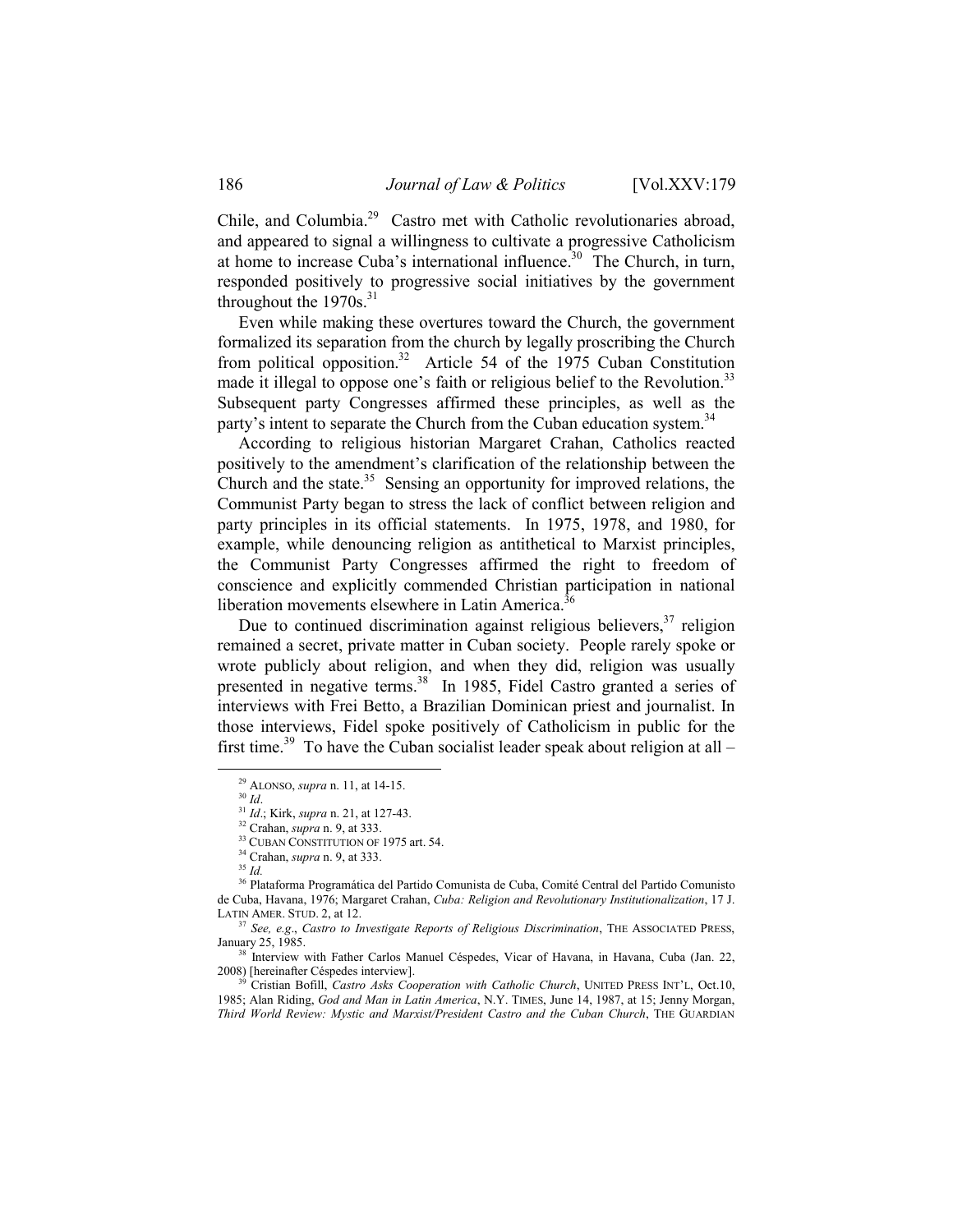Chile, and Columbia.[29] Castro met with Catholic revolutionaries abroad, and appeared to signal a willingness to cultivate a progressive Catholicism at home to increase Cuba's international influence.[30] The Church, in turn, responded positively to progressive social initiatives by the government throughout the 1970s.[31]

Even while making these overtures toward the Church, the government formalized its separation from the church by legally proscribing the Church from political opposition.[32] Article 54 of the 1975 Cuban Constitution made it illegal to oppose one's faith or religious belief to the Revolution.[33] Subsequent party Congresses affirmed these principles, as well as the party's intent to separate the Church from the Cuban education system.[34]

According to religious historian Margaret Crahan, Catholics reacted positively to the amendment's clarification of the relationship between the Church and the state.[35] Sensing an opportunity for improved relations, the Communist Party began to stress the lack of conflict between religion and party principles in its official statements. In 1975, 1978, and 1980, for example, while denouncing religion as antithetical to Marxist principles, the Communist Party Congresses affirmed the right to freedom of conscience and explicitly commended Christian participation in national liberation movements elsewhere in Latin America.[36]

Due to continued discrimination against religious believers,[37] religion remained a secret, private matter in Cuban society. People rarely spoke or wrote publicly about religion, and when they did, religion was usually presented in negative terms.[38] In 1985, Fidel Castro granted a series of interviews with Frei Betto, a Brazilian Dominican priest and journalist. In those interviews, Fidel spoke positively of Catholicism in public for the first time.[39] To have the Cuban socialist leader speak about religion at all –

---

[29] ALONSO, *supra* n. 11, at 14-15.

[30] *Id*.

[31] *Id*.; Kirk, *supra* n. 21, at 127-43.

[32] Crahan, *supra* n. 9, at 333.

[33] CUBAN CONSTITUTION OF 1975 art. 54.

[34] Crahan, *supra* n. 9, at 333.

[35] *Id.*

[36] Plataforma Programática del Partido Comunista de Cuba, Comité Central del Partido Comunisto de Cuba, Havana, 1976; Margaret Crahan, *Cuba: Religion and Revolutionary Institutionalization*, 17 J. LATIN AMER. STUD. 2, at 12.

[37] *See, e.g*., *Castro to Investigate Reports of Religious Discrimination*, THE ASSOCIATED PRESS, January 25, 1985.

[38] Interview with Father Carlos Manuel Céspedes, Vicar of Havana, in Havana, Cuba (Jan. 22, 2008) [hereinafter Céspedes interview].

[39] Cristian Bofill, *Castro Asks Cooperation with Catholic Church*, UNITED PRESS INT'L, Oct.10, 1985; Alan Riding, *God and Man in Latin America*, N.Y. TIMES, June 14, 1987, at 15; Jenny Morgan, *Third World Review: Mystic and Marxist/President Castro and the Cuban Church*, THE GUARDIAN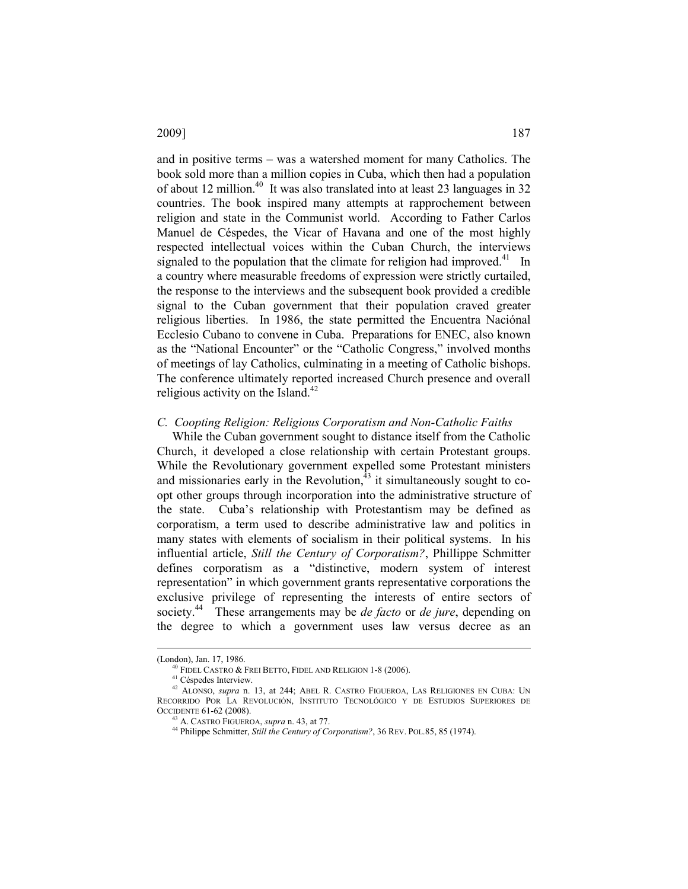and in positive terms – was a watershed moment for many Catholics. The book sold more than a million copies in Cuba, which then had a population of about 12 million.[40] It was also translated into at least 23 languages in 32 countries. The book inspired many attempts at rapprochement between religion and state in the Communist world. According to Father Carlos Manuel de Céspedes, the Vicar of Havana and one of the most highly respected intellectual voices within the Cuban Church, the interviews signaled to the population that the climate for religion had improved.[41] In a country where measurable freedoms of expression were strictly curtailed, the response to the interviews and the subsequent book provided a credible signal to the Cuban government that their population craved greater religious liberties. In 1986, the state permitted the Encuentra Naciónal Ecclesio Cubano to convene in Cuba. Preparations for ENEC, also known as the "National Encounter" or the "Catholic Congress," involved months of meetings of lay Catholics, culminating in a meeting of Catholic bishops. The conference ultimately reported increased Church presence and overall religious activity on the Island.[42]

### *C. Coopting Religion: Religious Corporatism and Non-Catholic Faiths*

While the Cuban government sought to distance itself from the Catholic Church, it developed a close relationship with certain Protestant groups. While the Revolutionary government expelled some Protestant ministers and missionaries early in the Revolution,[43] it simultaneously sought to co-opt other groups through incorporation into the administrative structure of the state. Cuba's relationship with Protestantism may be defined as corporatism, a term used to describe administrative law and politics in many states with elements of socialism in their political systems. In his influential article, *Still the Century of Corporatism?*, Phillippe Schmitter defines corporatism as a "distinctive, modern system of interest representation" in which government grants representative corporations the exclusive privilege of representing the interests of entire sectors of society.[44] These arrangements may be *de facto* or *de jure*, depending on the degree to which a government uses law versus decree as an

---

(London), Jan. 17, 1986.

[40] FIDEL CASTRO & FREI BETTO, FIDEL AND RELIGION 1-8 (2006).

[41] Céspedes Interview.

[42] ALONSO, *supra* n. 13, at 244; ABEL R. CASTRO FIGUEROA, LAS RELIGIONES EN CUBA: UN RECORRIDO POR LA REVOLUCIÓN, INSTITUTO TECNOLÓGICO Y DE ESTUDIOS SUPERIORES DE OCCIDENTE 61-62 (2008).

[43] A. CASTRO FIGUEROA, *supra* n. 43, at 77.

[44] Philippe Schmitter, *Still the Century of Corporatism?*, 36 REV. POL.85, 85 (1974).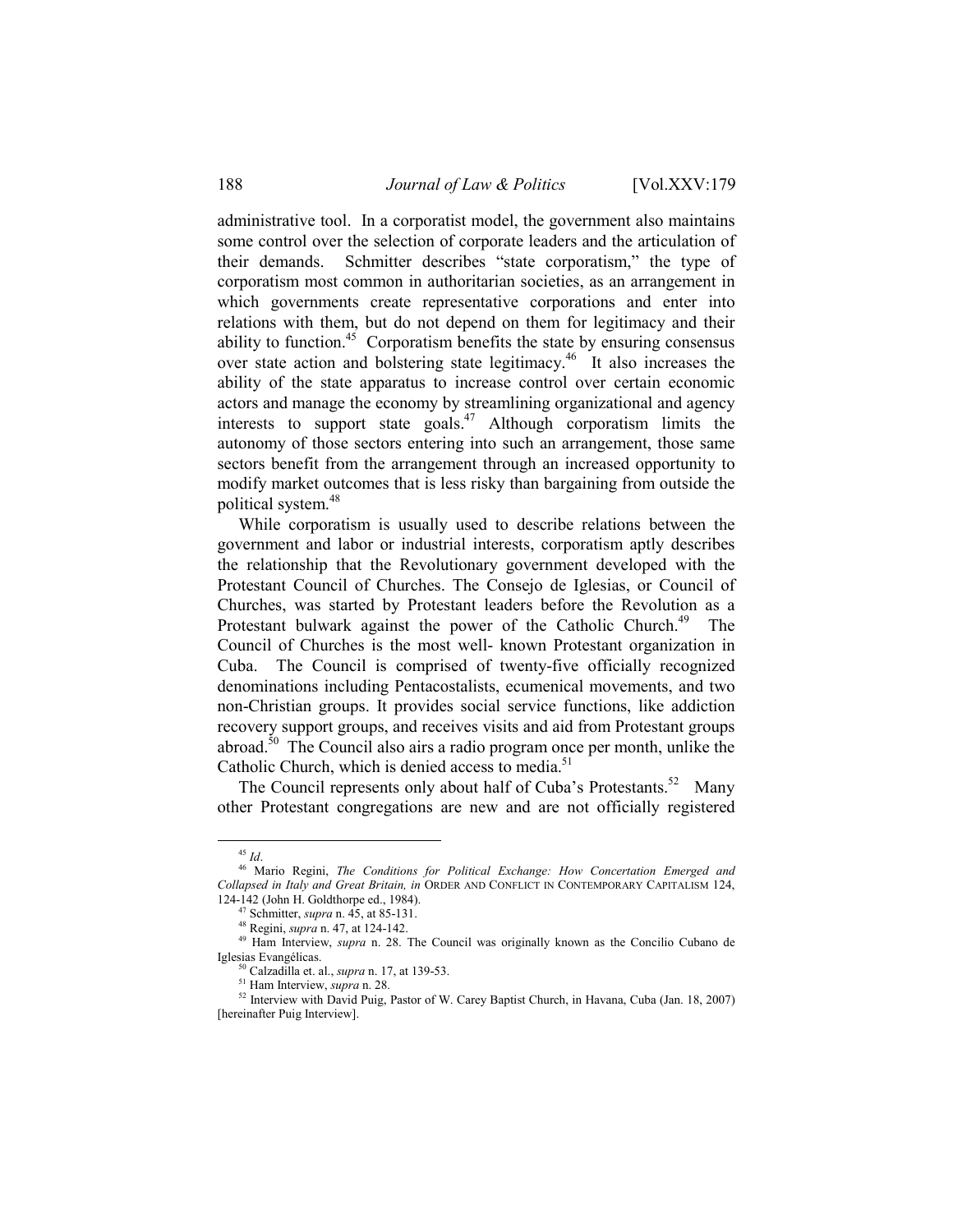administrative tool. In a corporatist model, the government also maintains some control over the selection of corporate leaders and the articulation of their demands. Schmitter describes "state corporatism," the type of corporatism most common in authoritarian societies, as an arrangement in which governments create representative corporations and enter into relations with them, but do not depend on them for legitimacy and their ability to function.[45] Corporatism benefits the state by ensuring consensus over state action and bolstering state legitimacy.[46] It also increases the ability of the state apparatus to increase control over certain economic actors and manage the economy by streamlining organizational and agency interests to support state goals.[47] Although corporatism limits the autonomy of those sectors entering into such an arrangement, those same sectors benefit from the arrangement through an increased opportunity to modify market outcomes that is less risky than bargaining from outside the political system.[48]

While corporatism is usually used to describe relations between the government and labor or industrial interests, corporatism aptly describes the relationship that the Revolutionary government developed with the Protestant Council of Churches. The Consejo de Iglesias, or Council of Churches, was started by Protestant leaders before the Revolution as a Protestant bulwark against the power of the Catholic Church.[49] The Council of Churches is the most well- known Protestant organization in Cuba. The Council is comprised of twenty-five officially recognized denominations including Pentacostalists, ecumenical movements, and two non-Christian groups. It provides social service functions, like addiction recovery support groups, and receives visits and aid from Protestant groups abroad.[50] The Council also airs a radio program once per month, unlike the Catholic Church, which is denied access to media.[51]

The Council represents only about half of Cuba's Protestants.[52] Many other Protestant congregations are new and are not officially registered

---

[45] *Id*.

[46] Mario Regini, *The Conditions for Political Exchange: How Concertation Emerged and Collapsed in Italy and Great Britain, in* ORDER AND CONFLICT IN CONTEMPORARY CAPITALISM 124, 124-142 (John H. Goldthorpe ed., 1984).

[47] Schmitter, *supra* n. 45, at 85-131.

[48] Regini, *supra* n. 47, at 124-142.

[49] Ham Interview, *supra* n. 28. The Council was originally known as the Concilio Cubano de Iglesias Evangélicas.

[50] Calzadilla et. al., *supra* n. 17, at 139-53.

[51] Ham Interview, *supra* n. 28.

[52] Interview with David Puig, Pastor of W. Carey Baptist Church, in Havana, Cuba (Jan. 18, 2007) [hereinafter Puig Interview].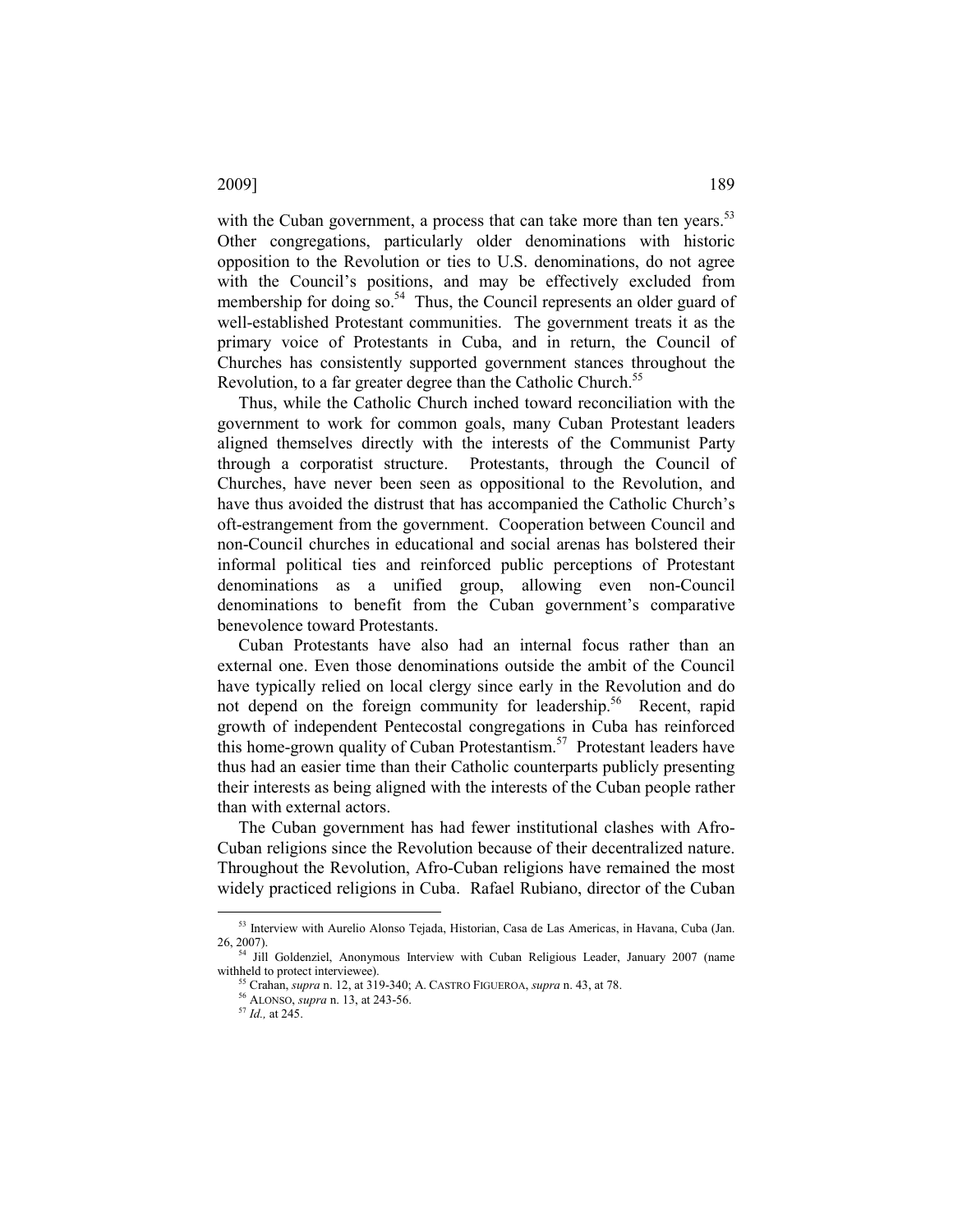with the Cuban government, a process that can take more than ten years.[53] Other congregations, particularly older denominations with historic opposition to the Revolution or ties to U.S. denominations, do not agree with the Council's positions, and may be effectively excluded from membership for doing so.[54] Thus, the Council represents an older guard of well-established Protestant communities. The government treats it as the primary voice of Protestants in Cuba, and in return, the Council of Churches has consistently supported government stances throughout the Revolution, to a far greater degree than the Catholic Church.[55]

Thus, while the Catholic Church inched toward reconciliation with the government to work for common goals, many Cuban Protestant leaders aligned themselves directly with the interests of the Communist Party through a corporatist structure. Protestants, through the Council of Churches, have never been seen as oppositional to the Revolution, and have thus avoided the distrust that has accompanied the Catholic Church's oft-estrangement from the government. Cooperation between Council and non-Council churches in educational and social arenas has bolstered their informal political ties and reinforced public perceptions of Protestant denominations as a unified group, allowing even non-Council denominations to benefit from the Cuban government's comparative benevolence toward Protestants.

Cuban Protestants have also had an internal focus rather than an external one. Even those denominations outside the ambit of the Council have typically relied on local clergy since early in the Revolution and do not depend on the foreign community for leadership.[56] Recent, rapid growth of independent Pentecostal congregations in Cuba has reinforced this home-grown quality of Cuban Protestantism.[57] Protestant leaders have thus had an easier time than their Catholic counterparts publicly presenting their interests as being aligned with the interests of the Cuban people rather than with external actors.

The Cuban government has had fewer institutional clashes with Afro-Cuban religions since the Revolution because of their decentralized nature. Throughout the Revolution, Afro-Cuban religions have remained the most widely practiced religions in Cuba. Rafael Rubiano, director of the Cuban

---

[53] Interview with Aurelio Alonso Tejada, Historian, Casa de Las Americas, in Havana, Cuba (Jan. 26, 2007).

[54] Jill Goldenziel, Anonymous Interview with Cuban Religious Leader, January 2007 (name withheld to protect interviewee).

[55] Crahan, *supra* n. 12, at 319-340; A. CASTRO FIGUEROA, *supra* n. 43, at 78.

[56] ALONSO, *supra* n. 13, at 243-56.

[57] *Id.,* at 245.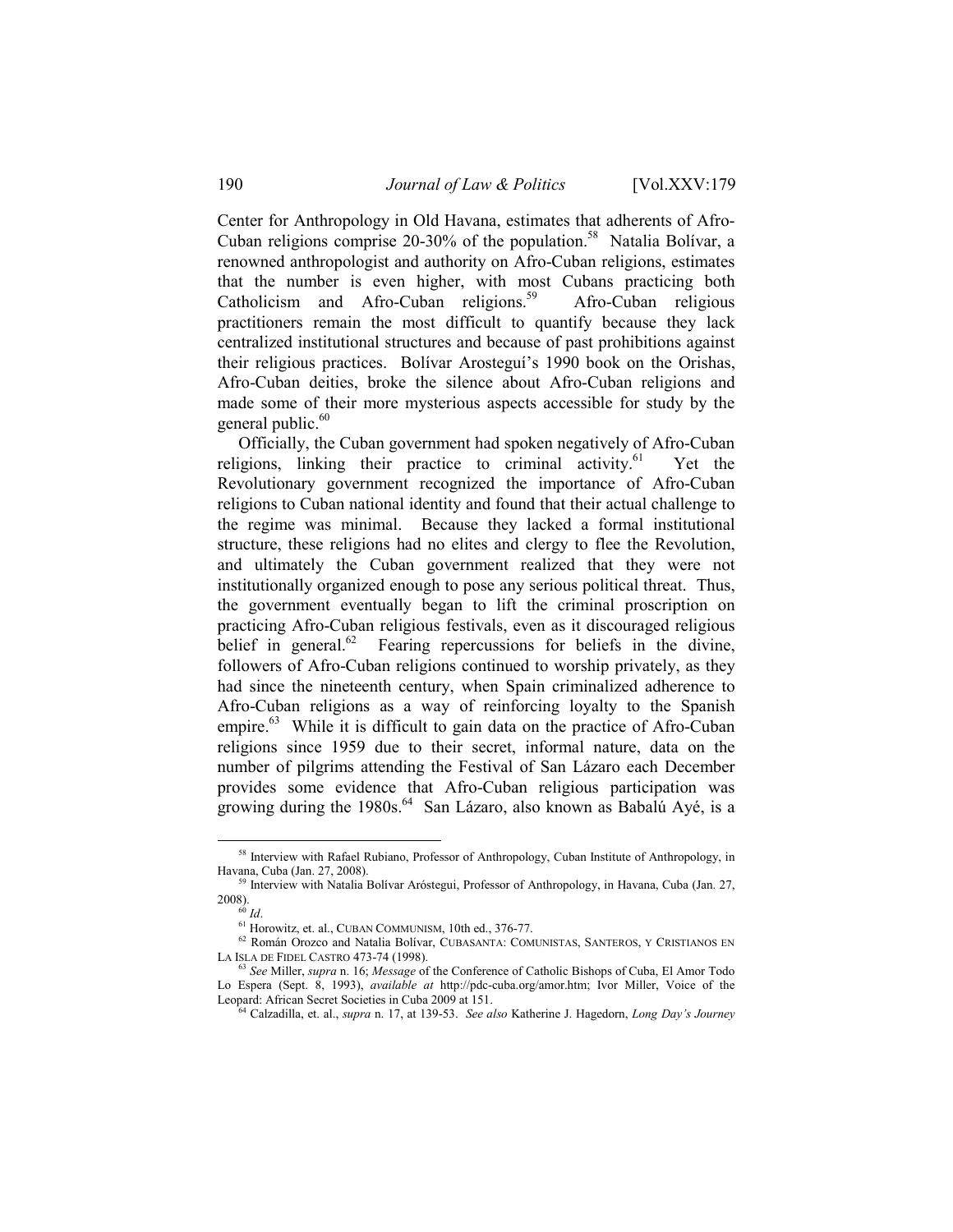Center for Anthropology in Old Havana, estimates that adherents of Afro-Cuban religions comprise 20-30% of the population.[58] Natalia Bolívar, a renowned anthropologist and authority on Afro-Cuban religions, estimates that the number is even higher, with most Cubans practicing both Catholicism and Afro-Cuban religions.[59] Afro-Cuban religious practitioners remain the most difficult to quantify because they lack centralized institutional structures and because of past prohibitions against their religious practices. Bolívar Arosteguí's 1990 book on the Orishas, Afro-Cuban deities, broke the silence about Afro-Cuban religions and made some of their more mysterious aspects accessible for study by the general public.[60]

Officially, the Cuban government had spoken negatively of Afro-Cuban religions, linking their practice to criminal activity.[61] Yet the Revolutionary government recognized the importance of Afro-Cuban religions to Cuban national identity and found that their actual challenge to the regime was minimal. Because they lacked a formal institutional structure, these religions had no elites and clergy to flee the Revolution, and ultimately the Cuban government realized that they were not institutionally organized enough to pose any serious political threat. Thus, the government eventually began to lift the criminal proscription on practicing Afro-Cuban religious festivals, even as it discouraged religious belief in general.[62] Fearing repercussions for beliefs in the divine, followers of Afro-Cuban religions continued to worship privately, as they had since the nineteenth century, when Spain criminalized adherence to Afro-Cuban religions as a way of reinforcing loyalty to the Spanish empire.[63] While it is difficult to gain data on the practice of Afro-Cuban religions since 1959 due to their secret, informal nature, data on the number of pilgrims attending the Festival of San Lázaro each December provides some evidence that Afro-Cuban religious participation was growing during the 1980s.[64] San Lázaro, also known as Babalú Ayé, is a

---

[58] Interview with Rafael Rubiano, Professor of Anthropology, Cuban Institute of Anthropology, in Havana, Cuba (Jan. 27, 2008).

[59] Interview with Natalia Bolívar Aróstegui, Professor of Anthropology, in Havana, Cuba (Jan. 27, 2008).

[60] *Id*.

[61] Horowitz, et. al., CUBAN COMMUNISM, 10th ed., 376-77.

[62] Román Orozco and Natalia Bolívar, CUBASANTA: COMUNISTAS, SANTEROS, Y CRISTIANOS EN LA ISLA DE FIDEL CASTRO 473-74 (1998).

[63] *See* Miller, *supra* n. 16; *Message* of the Conference of Catholic Bishops of Cuba, El Amor Todo Lo Espera (Sept. 8, 1993), *available at* http://pdc-cuba.org/amor.htm; Ivor Miller, Voice of the Leopard: African Secret Societies in Cuba 2009 at 151.

[64] Calzadilla, et. al., *supra* n. 17, at 139-53. *See also* Katherine J. Hagedorn, *Long Day's Journey*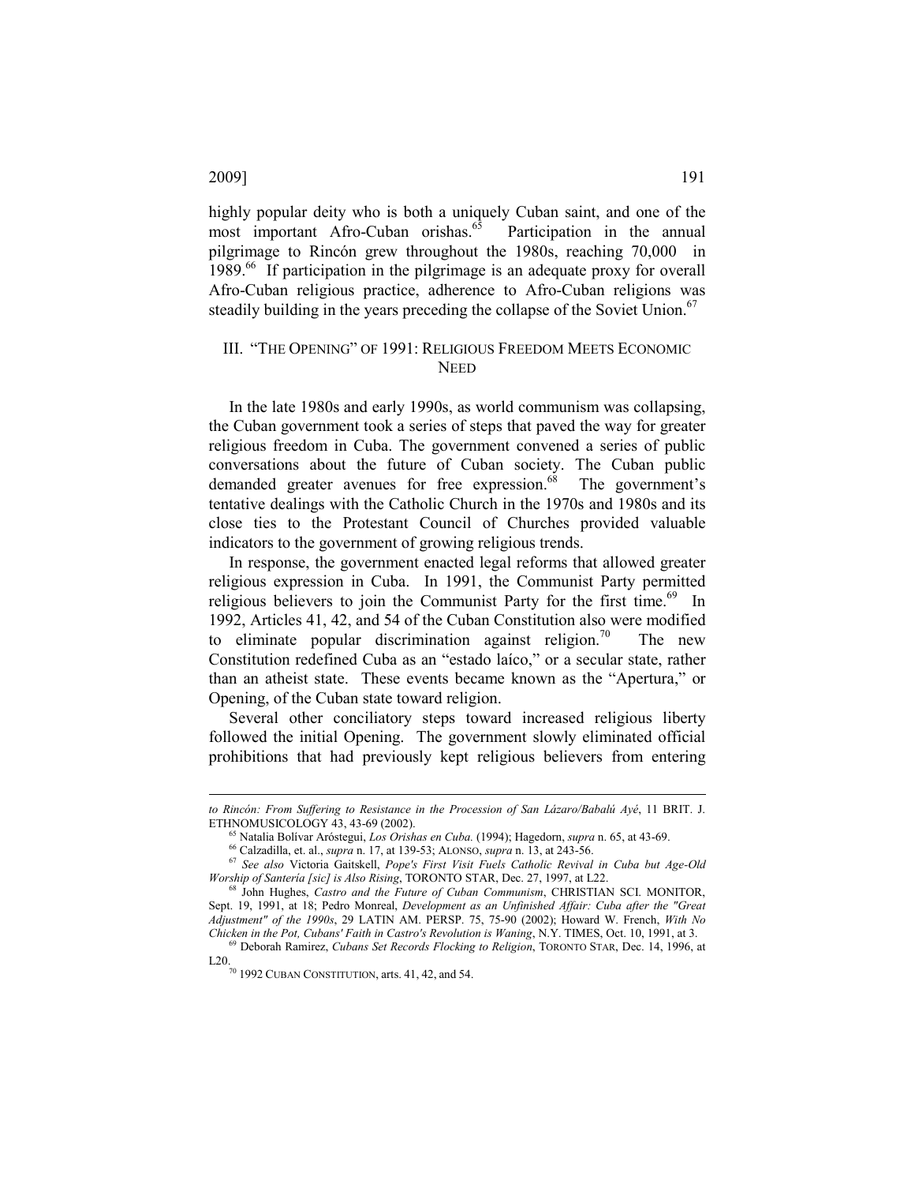highly popular deity who is both a uniquely Cuban saint, and one of the most important Afro-Cuban orishas.[65] Participation in the annual pilgrimage to Rincón grew throughout the 1980s, reaching 70,000 in 1989.[66] If participation in the pilgrimage is an adequate proxy for overall Afro-Cuban religious practice, adherence to Afro-Cuban religions was steadily building in the years preceding the collapse of the Soviet Union.[67]

## III. "THE OPENING" OF 1991: RELIGIOUS FREEDOM MEETS ECONOMIC NEED

In the late 1980s and early 1990s, as world communism was collapsing, the Cuban government took a series of steps that paved the way for greater religious freedom in Cuba. The government convened a series of public conversations about the future of Cuban society. The Cuban public demanded greater avenues for free expression.[68] The government's tentative dealings with the Catholic Church in the 1970s and 1980s and its close ties to the Protestant Council of Churches provided valuable indicators to the government of growing religious trends.

In response, the government enacted legal reforms that allowed greater religious expression in Cuba. In 1991, the Communist Party permitted religious believers to join the Communist Party for the first time.[69] In 1992, Articles 41, 42, and 54 of the Cuban Constitution also were modified to eliminate popular discrimination against religion.[70] The new Constitution redefined Cuba as an "estado laíco," or a secular state, rather than an atheist state. These events became known as the "Apertura," or Opening, of the Cuban state toward religion.

Several other conciliatory steps toward increased religious liberty followed the initial Opening. The government slowly eliminated official prohibitions that had previously kept religious believers from entering

---

*to Rincón: From Suffering to Resistance in the Procession of San Lázaro/Babalú Ayé*, 11 BRIT. J. ETHNOMUSICOLOGY 43, 43-69 (2002).

[65] Natalia Bolívar Aróstegui, *Los Orishas en Cuba.* (1994); Hagedorn, *supra* n. 65, at 43-69.

[66] Calzadilla, et. al., *supra* n. 17, at 139-53; ALONSO, *supra* n. 13, at 243-56.

[67] *See also* Victoria Gaitskell, *Pope's First Visit Fuels Catholic Revival in Cuba but Age-Old Worship of Santería [sic] is Also Rising*, TORONTO STAR, Dec. 27, 1997, at L22.

[68] John Hughes, *Castro and the Future of Cuban Communism*, CHRISTIAN SCI. MONITOR, Sept. 19, 1991, at 18; Pedro Monreal, *Development as an Unfinished Affair: Cuba after the "Great Adjustment" of the 1990s*, 29 LATIN AM. PERSP. 75, 75-90 (2002); Howard W. French, *With No Chicken in the Pot, Cubans' Faith in Castro's Revolution is Waning*, N.Y. TIMES, Oct. 10, 1991, at 3.

[69] Deborah Ramirez, *Cubans Set Records Flocking to Religion*, TORONTO STAR, Dec. 14, 1996, at L20.

[70] 1992 CUBAN CONSTITUTION, arts. 41, 42, and 54.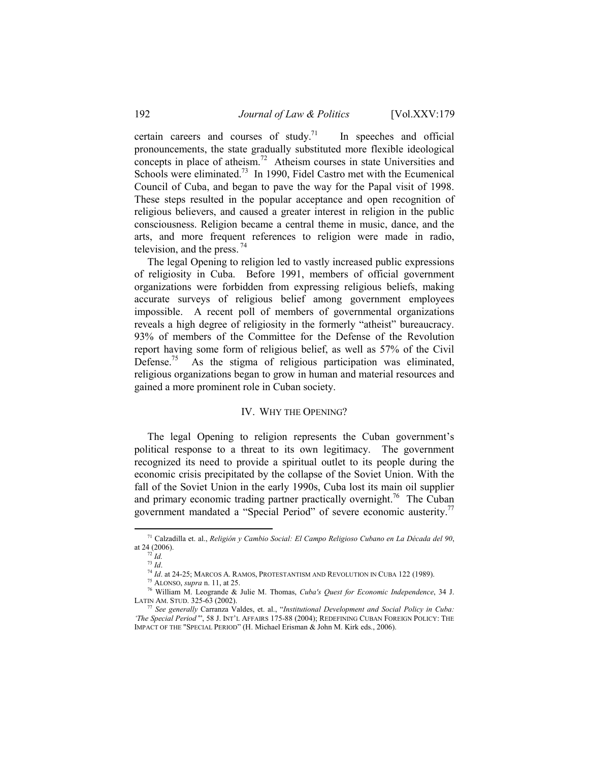certain careers and courses of study.[71] In speeches and official pronouncements, the state gradually substituted more flexible ideological concepts in place of atheism.[72] Atheism courses in state Universities and Schools were eliminated.[73] In 1990, Fidel Castro met with the Ecumenical Council of Cuba, and began to pave the way for the Papal visit of 1998. These steps resulted in the popular acceptance and open recognition of religious believers, and caused a greater interest in religion in the public consciousness. Religion became a central theme in music, dance, and the arts, and more frequent references to religion were made in radio, television, and the press.[74]

The legal Opening to religion led to vastly increased public expressions of religiosity in Cuba. Before 1991, members of official government organizations were forbidden from expressing religious beliefs, making accurate surveys of religious belief among government employees impossible. A recent poll of members of governmental organizations reveals a high degree of religiosity in the formerly "atheist" bureaucracy. 93% of members of the Committee for the Defense of the Revolution report having some form of religious belief, as well as 57% of the Civil Defense.[75] As the stigma of religious participation was eliminated, religious organizations began to grow in human and material resources and gained a more prominent role in Cuban society.

## IV. WHY THE OPENING?

The legal Opening to religion represents the Cuban government's political response to a threat to its own legitimacy. The government recognized its need to provide a spiritual outlet to its people during the economic crisis precipitated by the collapse of the Soviet Union. With the fall of the Soviet Union in the early 1990s, Cuba lost its main oil supplier and primary economic trading partner practically overnight.[76] The Cuban government mandated a "Special Period" of severe economic austerity.[77]

---

[71] Calzadilla et. al., *Religión y Cambio Social: El Campo Religioso Cubano en La Década del 90*, at 24 (2006).

[72] *Id.*

[73] *Id*.

[74] *Id*. at 24-25; MARCOS A. RAMOS, PROTESTANTISM AND REVOLUTION IN CUBA 122 (1989).

[75] ALONSO, *supra* n. 11, at 25.

[76] William M. Leogrande & Julie M. Thomas, *Cuba's Quest for Economic Independence*, 34 J. LATIN AM. STUD. 325-63 (2002).

[77] *See generally* Carranza Valdes, et. al., "*Institutional Development and Social Policy in Cuba: 'The Special Period'*", 58 J. INT'L AFFAIRS 175-88 (2004); REDEFINING CUBAN FOREIGN POLICY: THE IMPACT OF THE "SPECIAL PERIOD" (H. Michael Erisman & John M. Kirk eds., 2006).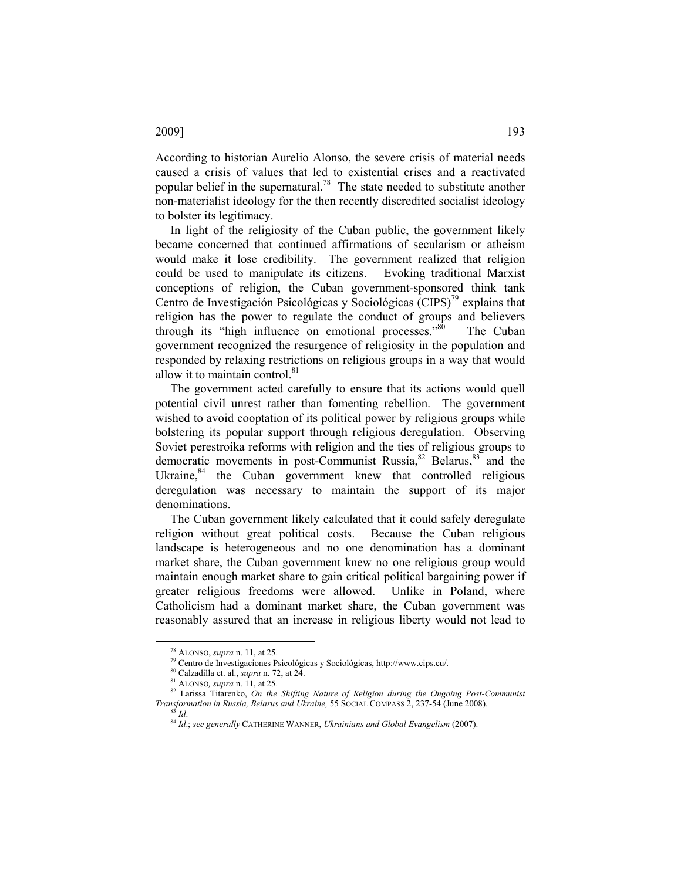According to historian Aurelio Alonso, the severe crisis of material needs caused a crisis of values that led to existential crises and a reactivated popular belief in the supernatural.[78] The state needed to substitute another non-materialist ideology for the then recently discredited socialist ideology to bolster its legitimacy.

In light of the religiosity of the Cuban public, the government likely became concerned that continued affirmations of secularism or atheism would make it lose credibility. The government realized that religion could be used to manipulate its citizens. Evoking traditional Marxist conceptions of religion, the Cuban government-sponsored think tank Centro de Investigación Psicológicas y Sociológicas (CIPS)[79] explains that religion has the power to regulate the conduct of groups and believers through its "high influence on emotional processes."[80] The Cuban government recognized the resurgence of religiosity in the population and responded by relaxing restrictions on religious groups in a way that would allow it to maintain control.[81]

The government acted carefully to ensure that its actions would quell potential civil unrest rather than fomenting rebellion. The government wished to avoid cooptation of its political power by religious groups while bolstering its popular support through religious deregulation. Observing Soviet perestroika reforms with religion and the ties of religious groups to democratic movements in post-Communist Russia,[82] Belarus,[83] and the Ukraine,[84] the Cuban government knew that controlled religious deregulation was necessary to maintain the support of its major denominations.

The Cuban government likely calculated that it could safely deregulate religion without great political costs. Because the Cuban religious landscape is heterogeneous and no one denomination has a dominant market share, the Cuban government knew no one religious group would maintain enough market share to gain critical political bargaining power if greater religious freedoms were allowed. Unlike in Poland, where Catholicism had a dominant market share, the Cuban government was reasonably assured that an increase in religious liberty would not lead to

---

[78] ALONSO, *supra* n. 11, at 25.

[79] Centro de Investigaciones Psicológicas y Sociológicas, http://www.cips.cu/.

[80] Calzadilla et. al., *supra* n. 72, at 24.

[81] ALONSO, *supra* n. 11, at 25.

[82] Larissa Titarenko, *On the Shifting Nature of Religion during the Ongoing Post-Communist Transformation in Russia, Belarus and Ukraine,* 55 SOCIAL COMPASS 2, 237-54 (June 2008).

[83] *Id*.

[84] *Id*.; *see generally* CATHERINE WANNER, *Ukrainians and Global Evangelism* (2007).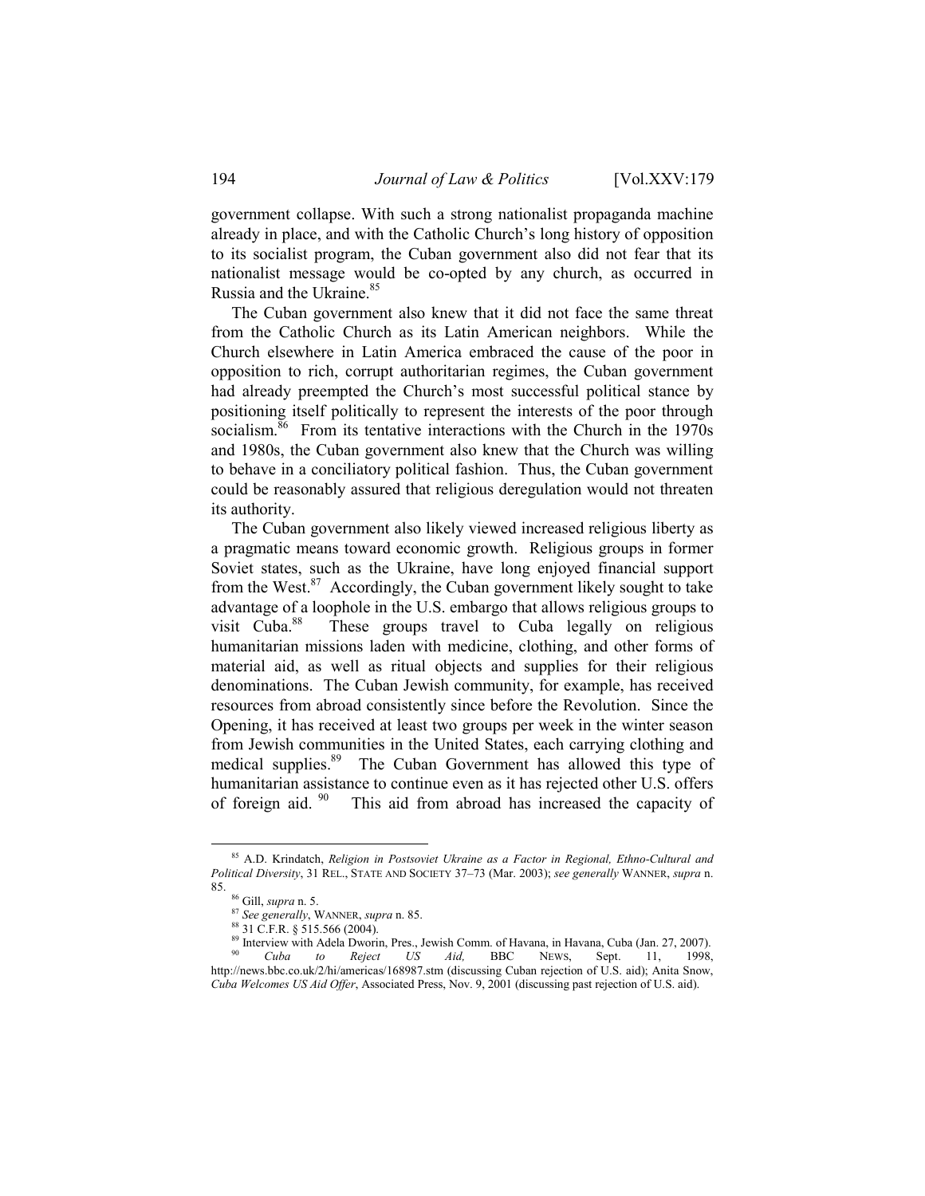government collapse. With such a strong nationalist propaganda machine already in place, and with the Catholic Church's long history of opposition to its socialist program, the Cuban government also did not fear that its nationalist message would be co-opted by any church, as occurred in Russia and the Ukraine.[85]

The Cuban government also knew that it did not face the same threat from the Catholic Church as its Latin American neighbors. While the Church elsewhere in Latin America embraced the cause of the poor in opposition to rich, corrupt authoritarian regimes, the Cuban government had already preempted the Church's most successful political stance by positioning itself politically to represent the interests of the poor through socialism.[86] From its tentative interactions with the Church in the 1970s and 1980s, the Cuban government also knew that the Church was willing to behave in a conciliatory political fashion. Thus, the Cuban government could be reasonably assured that religious deregulation would not threaten its authority.

The Cuban government also likely viewed increased religious liberty as a pragmatic means toward economic growth. Religious groups in former Soviet states, such as the Ukraine, have long enjoyed financial support from the West.[87] Accordingly, the Cuban government likely sought to take advantage of a loophole in the U.S. embargo that allows religious groups to visit Cuba.[88] These groups travel to Cuba legally on religious humanitarian missions laden with medicine, clothing, and other forms of material aid, as well as ritual objects and supplies for their religious denominations. The Cuban Jewish community, for example, has received resources from abroad consistently since before the Revolution. Since the Opening, it has received at least two groups per week in the winter season from Jewish communities in the United States, each carrying clothing and medical supplies.[89] The Cuban Government has allowed this type of humanitarian assistance to continue even as it has rejected other U.S. offers of foreign aid.[90] This aid from abroad has increased the capacity of

---

[85] A.D. Krindatch, *Religion in Postsoviet Ukraine as a Factor in Regional, Ethno-Cultural and Political Diversity*, 31 REL., STATE AND SOCIETY 37–73 (Mar. 2003); *see generally* WANNER, *supra* n. 85.

[86] Gill, *supra* n. 5.

[87] *See generally*, WANNER, *supra* n. 85.

[88] 31 C.F.R. § 515.566 (2004).

[89] Interview with Adela Dworin, Pres., Jewish Comm. of Havana, in Havana, Cuba (Jan. 27, 2007).

[90] *Cuba to Reject US Aid,* BBC NEWS, Sept. 11, 1998, http://news.bbc.co.uk/2/hi/americas/168987.stm (discussing Cuban rejection of U.S. aid); Anita Snow, *Cuba Welcomes US Aid Offer*, Associated Press, Nov. 9, 2001 (discussing past rejection of U.S. aid).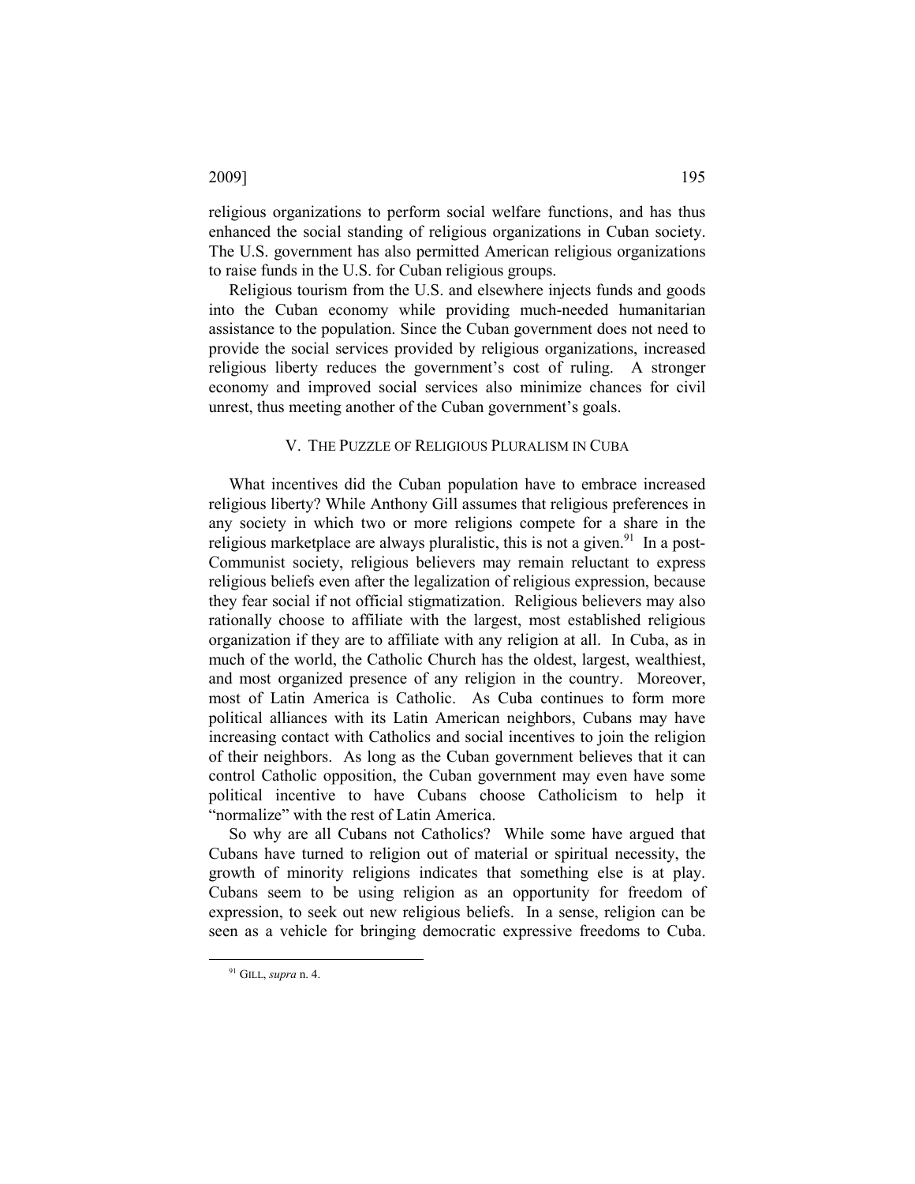religious organizations to perform social welfare functions, and has thus enhanced the social standing of religious organizations in Cuban society. The U.S. government has also permitted American religious organizations to raise funds in the U.S. for Cuban religious groups.

Religious tourism from the U.S. and elsewhere injects funds and goods into the Cuban economy while providing much-needed humanitarian assistance to the population. Since the Cuban government does not need to provide the social services provided by religious organizations, increased religious liberty reduces the government's cost of ruling. A stronger economy and improved social services also minimize chances for civil unrest, thus meeting another of the Cuban government's goals.

## V. The Puzzle of Religious Pluralism in Cuba

What incentives did the Cuban population have to embrace increased religious liberty? While Anthony Gill assumes that religious preferences in any society in which two or more religions compete for a share in the religious marketplace are always pluralistic, this is not a given.[91] In a post-Communist society, religious believers may remain reluctant to express religious beliefs even after the legalization of religious expression, because they fear social if not official stigmatization. Religious believers may also rationally choose to affiliate with the largest, most established religious organization if they are to affiliate with any religion at all. In Cuba, as in much of the world, the Catholic Church has the oldest, largest, wealthiest, and most organized presence of any religion in the country. Moreover, most of Latin America is Catholic. As Cuba continues to form more political alliances with its Latin American neighbors, Cubans may have increasing contact with Catholics and social incentives to join the religion of their neighbors. As long as the Cuban government believes that it can control Catholic opposition, the Cuban government may even have some political incentive to have Cubans choose Catholicism to help it "normalize" with the rest of Latin America.

So why are all Cubans not Catholics? While some have argued that Cubans have turned to religion out of material or spiritual necessity, the growth of minority religions indicates that something else is at play. Cubans seem to be using religion as an opportunity for freedom of expression, to seek out new religious beliefs. In a sense, religion can be seen as a vehicle for bringing democratic expressive freedoms to Cuba.

[91] GILL, *supra* n. 4.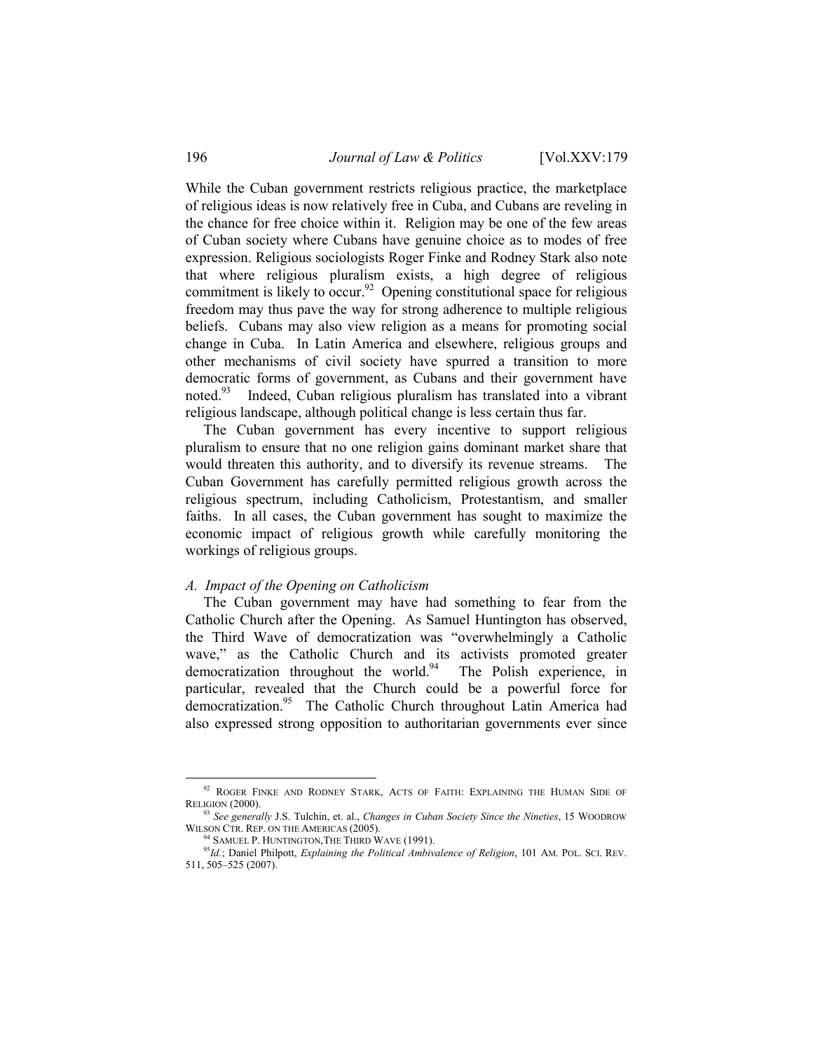While the Cuban government restricts religious practice, the marketplace of religious ideas is now relatively free in Cuba, and Cubans are reveling in the chance for free choice within it. Religion may be one of the few areas of Cuban society where Cubans have genuine choice as to modes of free expression. Religious sociologists Roger Finke and Rodney Stark also note that where religious pluralism exists, a high degree of religious commitment is likely to occur.[92] Opening constitutional space for religious freedom may thus pave the way for strong adherence to multiple religious beliefs. Cubans may also view religion as a means for promoting social change in Cuba. In Latin America and elsewhere, religious groups and other mechanisms of civil society have spurred a transition to more democratic forms of government, as Cubans and their government have noted.[93] Indeed, Cuban religious pluralism has translated into a vibrant religious landscape, although political change is less certain thus far.

The Cuban government has every incentive to support religious pluralism to ensure that no one religion gains dominant market share that would threaten this authority, and to diversify its revenue streams. The Cuban Government has carefully permitted religious growth across the religious spectrum, including Catholicism, Protestantism, and smaller faiths. In all cases, the Cuban government has sought to maximize the economic impact of religious growth while carefully monitoring the workings of religious groups.

### *A. Impact of the Opening on Catholicism*

The Cuban government may have had something to fear from the Catholic Church after the Opening. As Samuel Huntington has observed, the Third Wave of democratization was "overwhelmingly a Catholic wave," as the Catholic Church and its activists promoted greater democratization throughout the world.[94] The Polish experience, in particular, revealed that the Church could be a powerful force for democratization.[95] The Catholic Church throughout Latin America had also expressed strong opposition to authoritarian governments ever since

---

[92] ROGER FINKE AND RODNEY STARK, ACTS OF FAITH: EXPLAINING THE HUMAN SIDE OF RELIGION (2000).

[93] *See generally* J.S. Tulchin, et. al., *Changes in Cuban Society Since the Nineties*, 15 WOODROW WILSON CTR. REP. ON THE AMERICAS (2005).

[94] SAMUEL P. HUNTINGTON, THE THIRD WAVE (1991).

[95] *Id.*; Daniel Philpott, *Explaining the Political Ambivalence of Religion*, 101 AM. POL. SCI. REV. 511, 505–525 (2007).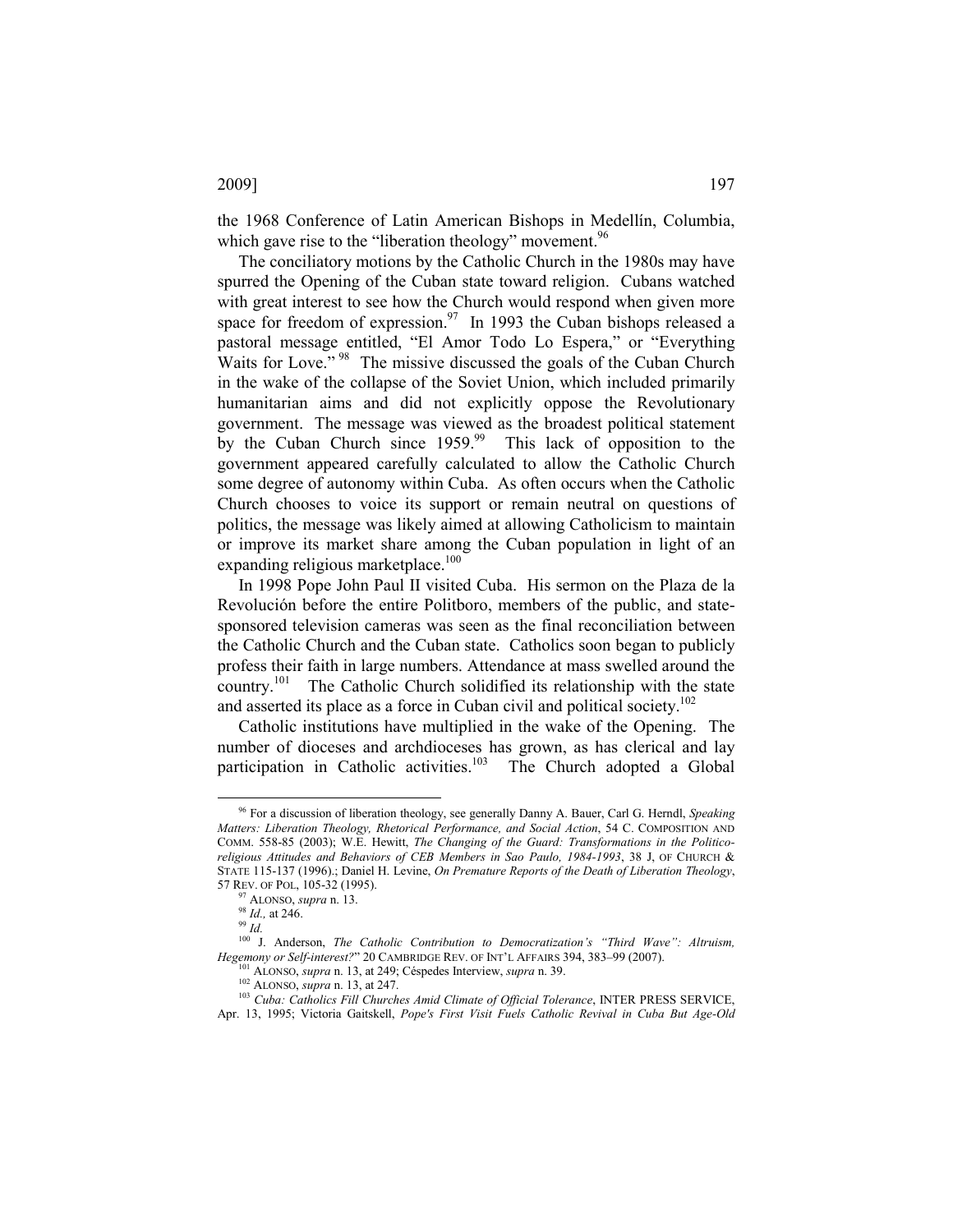the 1968 Conference of Latin American Bishops in Medellín, Columbia, which gave rise to the "liberation theology" movement.[96]

The conciliatory motions by the Catholic Church in the 1980s may have spurred the Opening of the Cuban state toward religion. Cubans watched with great interest to see how the Church would respond when given more space for freedom of expression.[97] In 1993 the Cuban bishops released a pastoral message entitled, "El Amor Todo Lo Espera," or "Everything Waits for Love."[98] The missive discussed the goals of the Cuban Church in the wake of the collapse of the Soviet Union, which included primarily humanitarian aims and did not explicitly oppose the Revolutionary government. The message was viewed as the broadest political statement by the Cuban Church since 1959.[99] This lack of opposition to the government appeared carefully calculated to allow the Catholic Church some degree of autonomy within Cuba. As often occurs when the Catholic Church chooses to voice its support or remain neutral on questions of politics, the message was likely aimed at allowing Catholicism to maintain or improve its market share among the Cuban population in light of an expanding religious marketplace.[100]

In 1998 Pope John Paul II visited Cuba. His sermon on the Plaza de la Revolución before the entire Politboro, members of the public, and state-sponsored television cameras was seen as the final reconciliation between the Catholic Church and the Cuban state. Catholics soon began to publicly profess their faith in large numbers. Attendance at mass swelled around the country.[101] The Catholic Church solidified its relationship with the state and asserted its place as a force in Cuban civil and political society.[102]

Catholic institutions have multiplied in the wake of the Opening. The number of dioceses and archdioceses has grown, as has clerical and lay participation in Catholic activities.[103] The Church adopted a Global

---

[96] For a discussion of liberation theology, see generally Danny A. Bauer, Carl G. Herndl, *Speaking Matters: Liberation Theology, Rhetorical Performance, and Social Action*, 54 C. COMPOSITION AND COMM. 558-85 (2003); W.E. Hewitt, *The Changing of the Guard: Transformations in the Politico-religious Attitudes and Behaviors of CEB Members in Sao Paulo, 1984-1993*, 38 J, OF CHURCH & STATE 115-137 (1996).; Daniel H. Levine, *On Premature Reports of the Death of Liberation Theology*, 57 REV. OF POL, 105-32 (1995).

[97] ALONSO, *supra* n. 13.

[98] *Id.,* at 246.

[99] *Id.*

[100] J. Anderson, *The Catholic Contribution to Democratization's "Third Wave": Altruism, Hegemony or Self-interest?*" 20 CAMBRIDGE REV. OF INT'L AFFAIRS 394, 383–99 (2007).

[101] ALONSO, *supra* n. 13, at 249; Céspedes Interview, *supra* n. 39.

[102] ALONSO, *supra* n. 13, at 247.

[103] *Cuba: Catholics Fill Churches Amid Climate of Official Tolerance*, INTER PRESS SERVICE, Apr. 13, 1995; Victoria Gaitskell, *Pope's First Visit Fuels Catholic Revival in Cuba But Age-Old*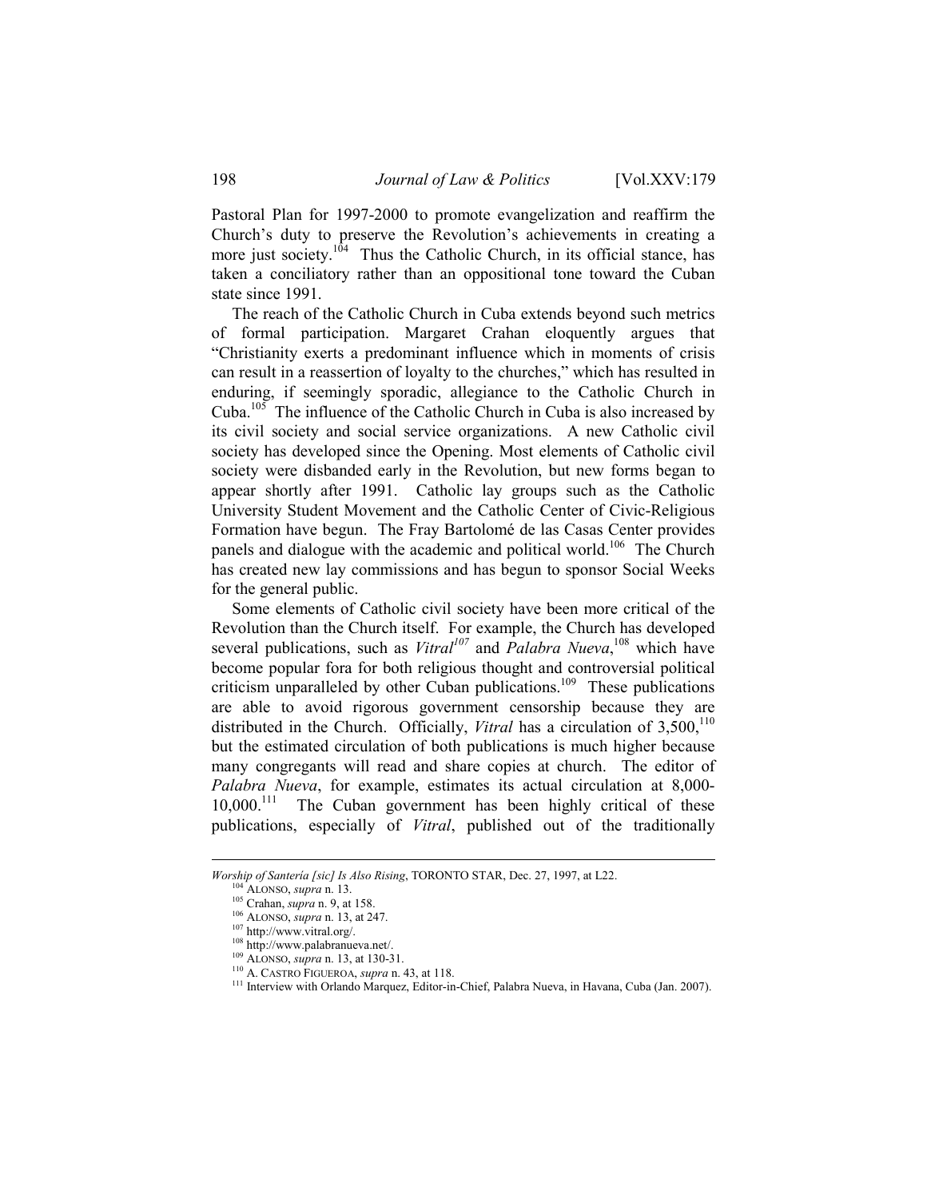Pastoral Plan for 1997-2000 to promote evangelization and reaffirm the Church's duty to preserve the Revolution's achievements in creating a more just society.[104] Thus the Catholic Church, in its official stance, has taken a conciliatory rather than an oppositional tone toward the Cuban state since 1991.

The reach of the Catholic Church in Cuba extends beyond such metrics of formal participation. Margaret Crahan eloquently argues that "Christianity exerts a predominant influence which in moments of crisis can result in a reassertion of loyalty to the churches," which has resulted in enduring, if seemingly sporadic, allegiance to the Catholic Church in Cuba.[105] The influence of the Catholic Church in Cuba is also increased by its civil society and social service organizations. A new Catholic civil society has developed since the Opening. Most elements of Catholic civil society were disbanded early in the Revolution, but new forms began to appear shortly after 1991. Catholic lay groups such as the Catholic University Student Movement and the Catholic Center of Civic-Religious Formation have begun. The Fray Bartolomé de las Casas Center provides panels and dialogue with the academic and political world.[106] The Church has created new lay commissions and has begun to sponsor Social Weeks for the general public.

Some elements of Catholic civil society have been more critical of the Revolution than the Church itself. For example, the Church has developed several publications, such as *Vitral*[107] and *Palabra Nueva*,[108] which have become popular fora for both religious thought and controversial political criticism unparalleled by other Cuban publications.[109] These publications are able to avoid rigorous government censorship because they are distributed in the Church. Officially, *Vitral* has a circulation of 3,500,[110] but the estimated circulation of both publications is much higher because many congregants will read and share copies at church. The editor of *Palabra Nueva*, for example, estimates its actual circulation at 8,000-10,000.[111] The Cuban government has been highly critical of these publications, especially of *Vitral*, published out of the traditionally

---

*Worship of Santeria [sic] Is Also Rising*, TORONTO STAR, Dec. 27, 1997, at L22.

[104] ALONSO, *supra* n. 13.

[105] Crahan, *supra* n. 9, at 158.

[106] ALONSO, *supra* n. 13, at 247.

[107] http://www.vitral.org/.

[108] http://www.palabranueva.net/.

[109] ALONSO, *supra* n. 13, at 130-31.

[110] A. CASTRO FIGUEROA, *supra* n. 43, at 118.

[111] Interview with Orlando Marquez, Editor-in-Chief, Palabra Nueva, in Havana, Cuba (Jan. 2007).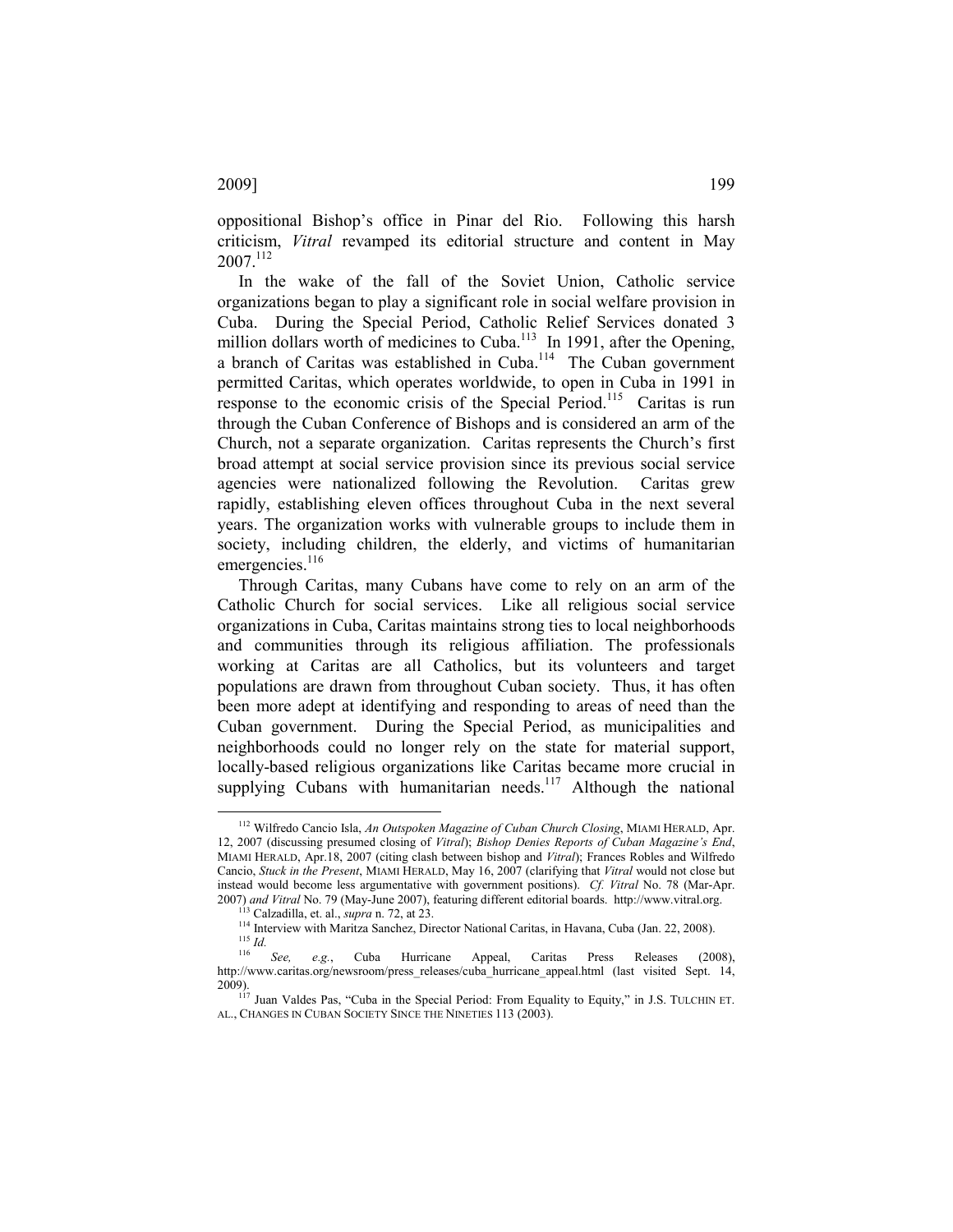oppositional Bishop's office in Pinar del Rio. Following this harsh criticism, *Vitral* revamped its editorial structure and content in May 2007.[112]

In the wake of the fall of the Soviet Union, Catholic service organizations began to play a significant role in social welfare provision in Cuba. During the Special Period, Catholic Relief Services donated 3 million dollars worth of medicines to Cuba.[113] In 1991, after the Opening, a branch of Caritas was established in Cuba.[114] The Cuban government permitted Caritas, which operates worldwide, to open in Cuba in 1991 in response to the economic crisis of the Special Period.[115] Caritas is run through the Cuban Conference of Bishops and is considered an arm of the Church, not a separate organization. Caritas represents the Church's first broad attempt at social service provision since its previous social service agencies were nationalized following the Revolution. Caritas grew rapidly, establishing eleven offices throughout Cuba in the next several years. The organization works with vulnerable groups to include them in society, including children, the elderly, and victims of humanitarian emergencies.[116]

Through Caritas, many Cubans have come to rely on an arm of the Catholic Church for social services. Like all religious social service organizations in Cuba, Caritas maintains strong ties to local neighborhoods and communities through its religious affiliation. The professionals working at Caritas are all Catholics, but its volunteers and target populations are drawn from throughout Cuban society. Thus, it has often been more adept at identifying and responding to areas of need than the Cuban government. During the Special Period, as municipalities and neighborhoods could no longer rely on the state for material support, locally-based religious organizations like Caritas became more crucial in supplying Cubans with humanitarian needs.[117] Although the national

---

[112] Wilfredo Cancio Isla, *An Outspoken Magazine of Cuban Church Closing*, MIAMI HERALD, Apr. 12, 2007 (discussing presumed closing of *Vitral*); *Bishop Denies Reports of Cuban Magazine's End*, MIAMI HERALD, Apr.18, 2007 (citing clash between bishop and *Vitral*); Frances Robles and Wilfredo Cancio, *Stuck in the Present*, MIAMI HERALD, May 16, 2007 (clarifying that *Vitral* would not close but instead would become less argumentative with government positions). *Cf. Vitral* No. 78 (Mar-Apr. 2007) *and Vitral* No. 79 (May-June 2007), featuring different editorial boards. http://www.vitral.org.

[113] Calzadilla, et. al., *supra* n. 72, at 23.

[114] Interview with Maritza Sanchez, Director National Caritas, in Havana, Cuba (Jan. 22, 2008).

[115] *Id.*

[116] *See, e.g.*, Cuba Hurricane Appeal, Caritas Press Releases (2008), http://www.caritas.org/newsroom/press_releases/cuba_hurricane_appeal.html (last visited Sept. 14, 2009).

[117] Juan Valdes Pas, "Cuba in the Special Period: From Equality to Equity," in J.S. TULCHIN ET. AL., CHANGES IN CUBAN SOCIETY SINCE THE NINETIES 113 (2003).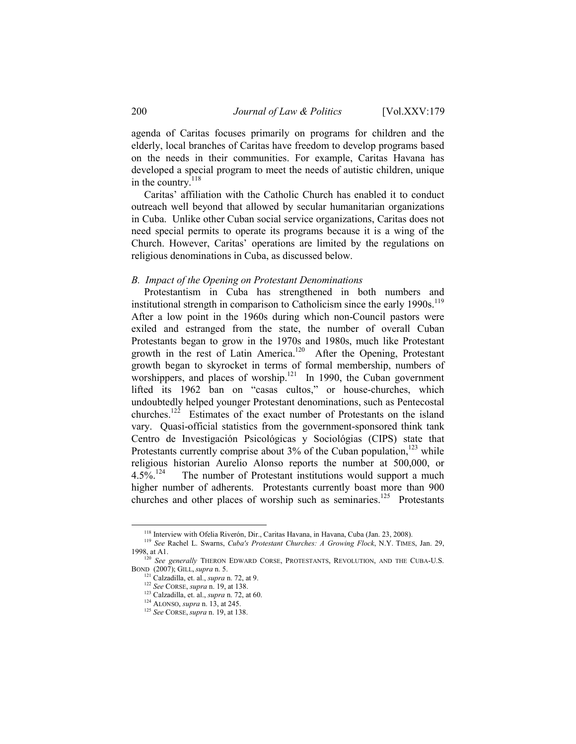agenda of Caritas focuses primarily on programs for children and the elderly, local branches of Caritas have freedom to develop programs based on the needs in their communities. For example, Caritas Havana has developed a special program to meet the needs of autistic children, unique in the country.[118]

Caritas' affiliation with the Catholic Church has enabled it to conduct outreach well beyond that allowed by secular humanitarian organizations in Cuba. Unlike other Cuban social service organizations, Caritas does not need special permits to operate its programs because it is a wing of the Church. However, Caritas' operations are limited by the regulations on religious denominations in Cuba, as discussed below.

### *B. Impact of the Opening on Protestant Denominations*

Protestantism in Cuba has strengthened in both numbers and institutional strength in comparison to Catholicism since the early 1990s.[119] After a low point in the 1960s during which non-Council pastors were exiled and estranged from the state, the number of overall Cuban Protestants began to grow in the 1970s and 1980s, much like Protestant growth in the rest of Latin America.[120] After the Opening, Protestant growth began to skyrocket in terms of formal membership, numbers of worshippers, and places of worship.[121] In 1990, the Cuban government lifted its 1962 ban on "casas cultos," or house-churches, which undoubtedly helped younger Protestant denominations, such as Pentecostal churches.[122] Estimates of the exact number of Protestants on the island vary. Quasi-official statistics from the government-sponsored think tank Centro de Investigación Psicológicas y Sociológias (CIPS) state that Protestants currently comprise about 3% of the Cuban population,[123] while religious historian Aurelio Alonso reports the number at 500,000, or 4.5%.[124] The number of Protestant institutions would support a much higher number of adherents. Protestants currently boast more than 900 churches and other places of worship such as seminaries.[125] Protestants

---

[118] Interview with Ofelia Riverón, Dir., Caritas Havana, in Havana, Cuba (Jan. 23, 2008).

[119] *See* Rachel L. Swarns, *Cuba's Protestant Churches: A Growing Flock*, N.Y. TIMES, Jan. 29, 1998, at A1.

[120] *See generally* THERON EDWARD CORSE, PROTESTANTS, REVOLUTION, AND THE CUBA-U.S. BOND (2007); GILL, *supra* n. 5.

[121] Calzadilla, et. al., *supra* n. 72, at 9.

[122] *See* CORSE, *supra* n. 19, at 138.

[123] Calzadilla, et. al., *supra* n. 72, at 60.

[124] ALONSO, *supra* n. 13, at 245.

[125] *See* CORSE, *supra* n. 19, at 138.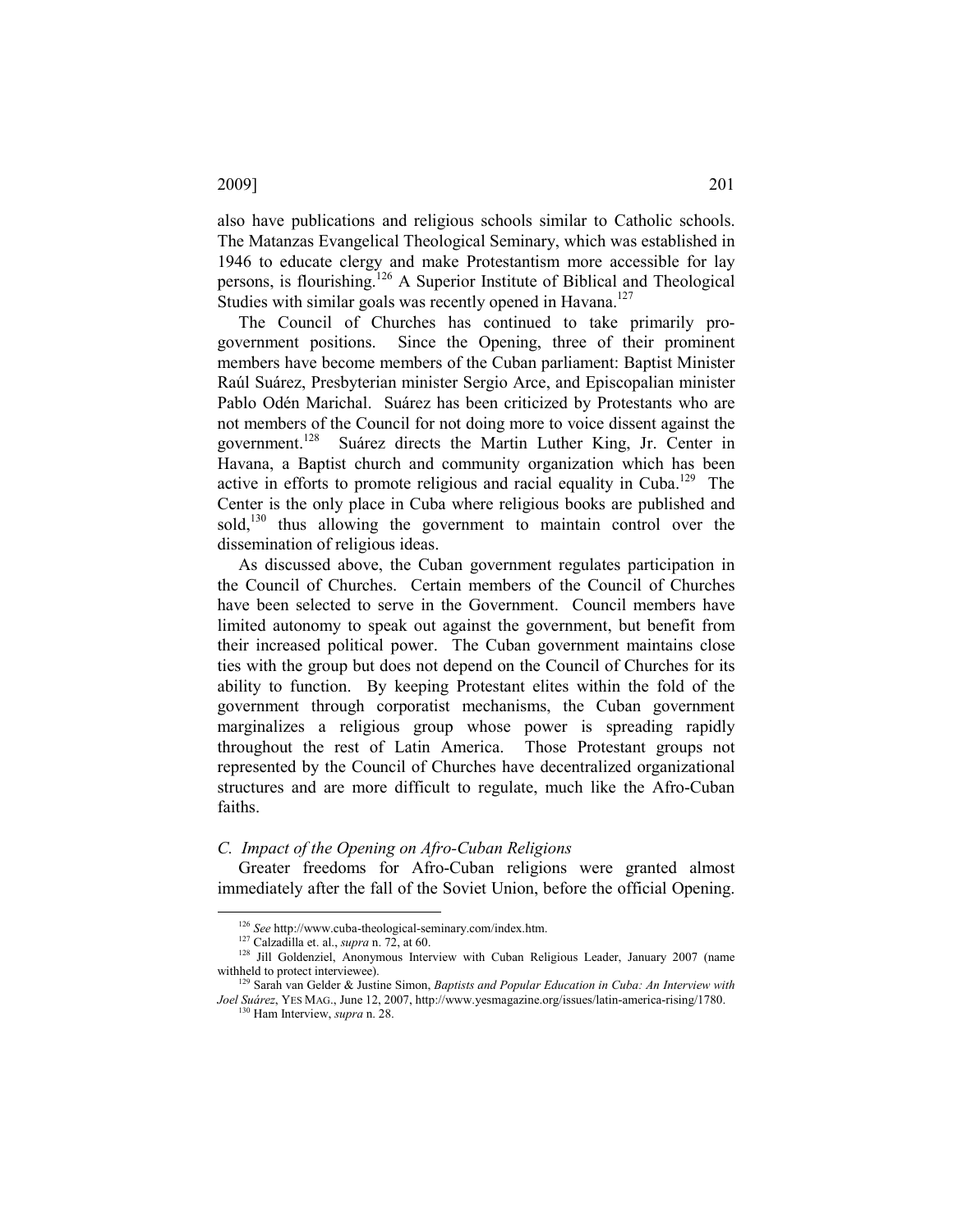also have publications and religious schools similar to Catholic schools. The Matanzas Evangelical Theological Seminary, which was established in 1946 to educate clergy and make Protestantism more accessible for lay persons, is flourishing.[126] A Superior Institute of Biblical and Theological Studies with similar goals was recently opened in Havana.[127]

The Council of Churches has continued to take primarily pro-government positions. Since the Opening, three of their prominent members have become members of the Cuban parliament: Baptist Minister Raúl Suárez, Presbyterian minister Sergio Arce, and Episcopalian minister Pablo Odén Marichal. Suárez has been criticized by Protestants who are not members of the Council for not doing more to voice dissent against the government.[128] Suárez directs the Martin Luther King, Jr. Center in Havana, a Baptist church and community organization which has been active in efforts to promote religious and racial equality in Cuba.[129] The Center is the only place in Cuba where religious books are published and sold,[130] thus allowing the government to maintain control over the dissemination of religious ideas.

As discussed above, the Cuban government regulates participation in the Council of Churches. Certain members of the Council of Churches have been selected to serve in the Government. Council members have limited autonomy to speak out against the government, but benefit from their increased political power. The Cuban government maintains close ties with the group but does not depend on the Council of Churches for its ability to function. By keeping Protestant elites within the fold of the government through corporatist mechanisms, the Cuban government marginalizes a religious group whose power is spreading rapidly throughout the rest of Latin America. Those Protestant groups not represented by the Council of Churches have decentralized organizational structures and are more difficult to regulate, much like the Afro-Cuban faiths.

### *C. Impact of the Opening on Afro-Cuban Religions*

Greater freedoms for Afro-Cuban religions were granted almost immediately after the fall of the Soviet Union, before the official Opening.

---

[126] *See* http://www.cuba-theological-seminary.com/index.htm.

[127] Calzadilla et. al., *supra* n. 72, at 60.

[128] Jill Goldenziel, Anonymous Interview with Cuban Religious Leader, January 2007 (name withheld to protect interviewee).

[129] Sarah van Gelder & Justine Simon, *Baptists and Popular Education in Cuba: An Interview with Joel Suárez*, YES MAG., June 12, 2007, http://www.yesmagazine.org/issues/latin-america-rising/1780.

[130] Ham Interview, *supra* n. 28.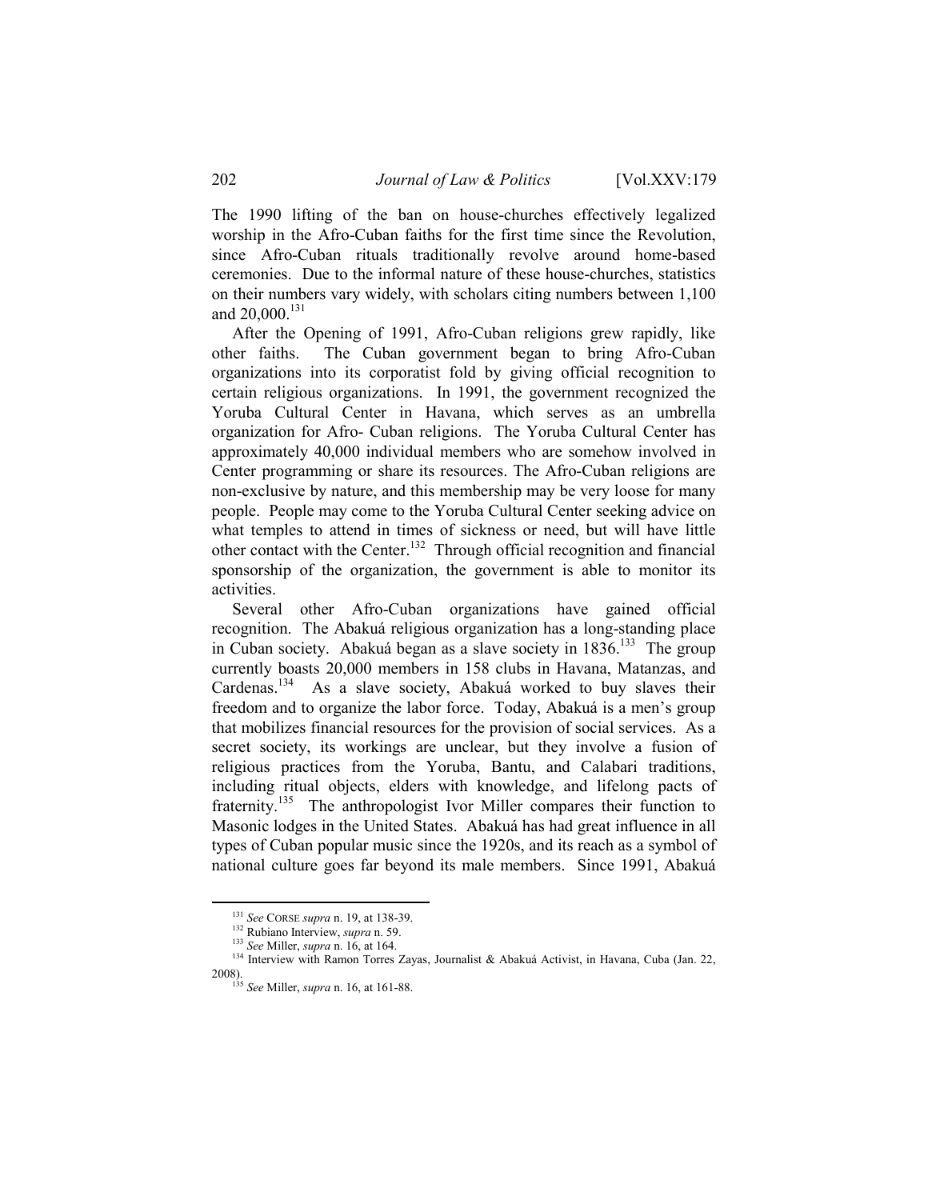The 1990 lifting of the ban on house-churches effectively legalized worship in the Afro-Cuban faiths for the first time since the Revolution, since Afro-Cuban rituals traditionally revolve around home-based ceremonies. Due to the informal nature of these house-churches, statistics on their numbers vary widely, with scholars citing numbers between 1,100 and 20,000.[131]

After the Opening of 1991, Afro-Cuban religions grew rapidly, like other faiths. The Cuban government began to bring Afro-Cuban organizations into its corporatist fold by giving official recognition to certain religious organizations. In 1991, the government recognized the Yoruba Cultural Center in Havana, which serves as an umbrella organization for Afro- Cuban religions. The Yoruba Cultural Center has approximately 40,000 individual members who are somehow involved in Center programming or share its resources. The Afro-Cuban religions are non-exclusive by nature, and this membership may be very loose for many people. People may come to the Yoruba Cultural Center seeking advice on what temples to attend in times of sickness or need, but will have little other contact with the Center.[132] Through official recognition and financial sponsorship of the organization, the government is able to monitor its activities.

Several other Afro-Cuban organizations have gained official recognition. The Abakuá religious organization has a long-standing place in Cuban society. Abakuá began as a slave society in 1836.[133] The group currently boasts 20,000 members in 158 clubs in Havana, Matanzas, and Cardenas.[134] As a slave society, Abakuá worked to buy slaves their freedom and to organize the labor force. Today, Abakuá is a men's group that mobilizes financial resources for the provision of social services. As a secret society, its workings are unclear, but they involve a fusion of religious practices from the Yoruba, Bantu, and Calabari traditions, including ritual objects, elders with knowledge, and lifelong pacts of fraternity.[135] The anthropologist Ivor Miller compares their function to Masonic lodges in the United States. Abakuá has had great influence in all types of Cuban popular music since the 1920s, and its reach as a symbol of national culture goes far beyond its male members. Since 1991, Abakuá

---

[131] *See* CORSE *supra* n. 19, at 138-39.

[132] Rubiano Interview, *supra* n. 59.

[133] *See* Miller, *supra* n. 16, at 164.

[134] Interview with Ramon Torres Zayas, Journalist & Abakuá Activist, in Havana, Cuba (Jan. 22, 2008).

[135] *See* Miller, *supra* n. 16, at 161-88.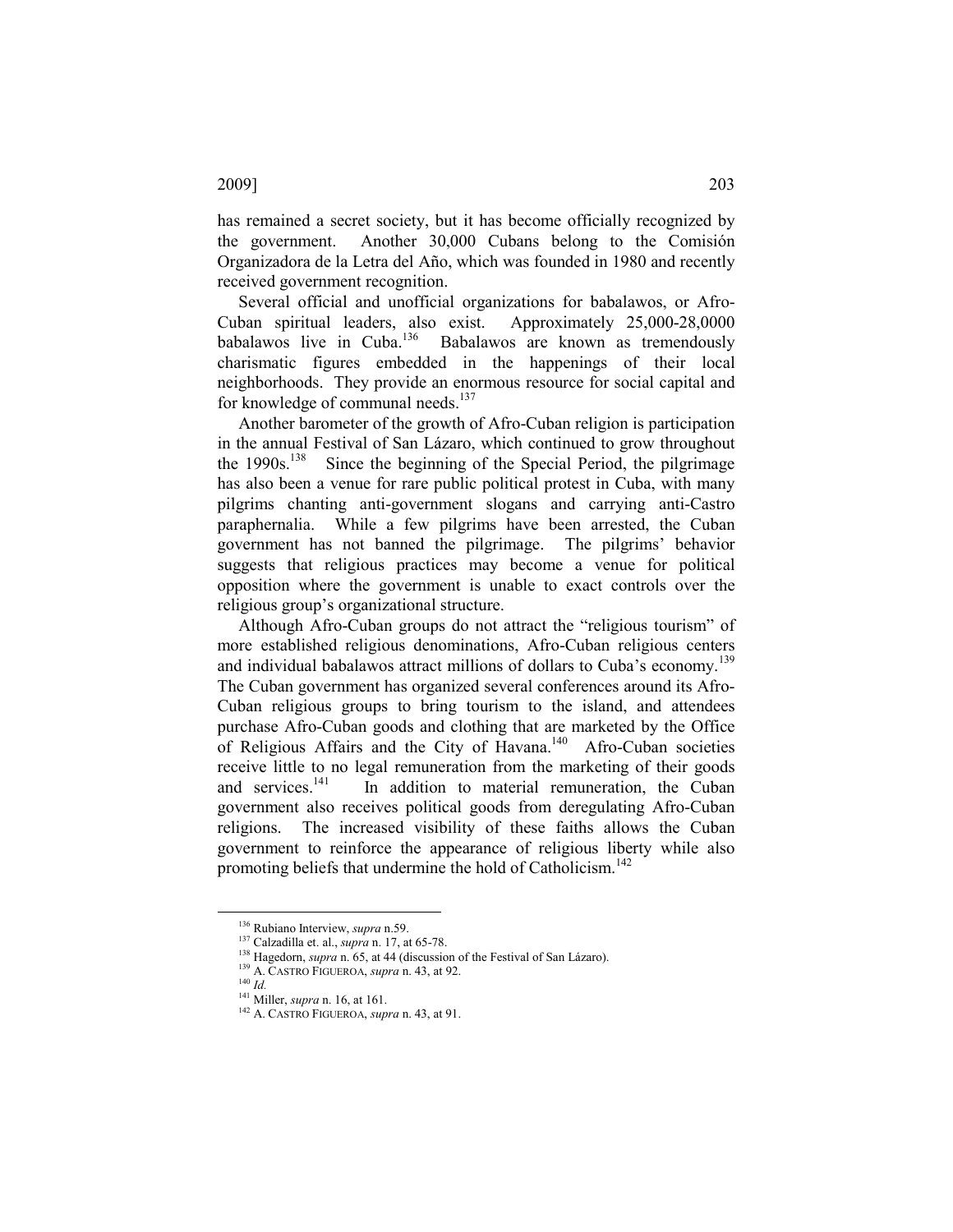has remained a secret society, but it has become officially recognized by the government. Another 30,000 Cubans belong to the Comisión Organizadora de la Letra del Año, which was founded in 1980 and recently received government recognition.

Several official and unofficial organizations for babalawos, or Afro-Cuban spiritual leaders, also exist. Approximately 25,000-28,0000 babalawos live in Cuba.[136] Babalawos are known as tremendously charismatic figures embedded in the happenings of their local neighborhoods. They provide an enormous resource for social capital and for knowledge of communal needs.[137]

Another barometer of the growth of Afro-Cuban religion is participation in the annual Festival of San Lázaro, which continued to grow throughout the 1990s.[138] Since the beginning of the Special Period, the pilgrimage has also been a venue for rare public political protest in Cuba, with many pilgrims chanting anti-government slogans and carrying anti-Castro paraphernalia. While a few pilgrims have been arrested, the Cuban government has not banned the pilgrimage. The pilgrims' behavior suggests that religious practices may become a venue for political opposition where the government is unable to exact controls over the religious group's organizational structure.

Although Afro-Cuban groups do not attract the "religious tourism" of more established religious denominations, Afro-Cuban religious centers and individual babalawos attract millions of dollars to Cuba's economy.[139] The Cuban government has organized several conferences around its Afro-Cuban religious groups to bring tourism to the island, and attendees purchase Afro-Cuban goods and clothing that are marketed by the Office of Religious Affairs and the City of Havana.[140] Afro-Cuban societies receive little to no legal remuneration from the marketing of their goods and services.[141] In addition to material remuneration, the Cuban government also receives political goods from deregulating Afro-Cuban religions. The increased visibility of these faiths allows the Cuban government to reinforce the appearance of religious liberty while also promoting beliefs that undermine the hold of Catholicism.[142]

---

[136] Rubiano Interview, *supra* n.59.

[137] Calzadilla et. al., *supra* n. 17, at 65-78.

[138] Hagedorn, *supra* n. 65, at 44 (discussion of the Festival of San Lázaro).

[139] A. CASTRO FIGUEROA, *supra* n. 43, at 92.

[140] *Id.*

[141] Miller, *supra* n. 16, at 161.

[142] A. CASTRO FIGUEROA, *supra* n. 43, at 91.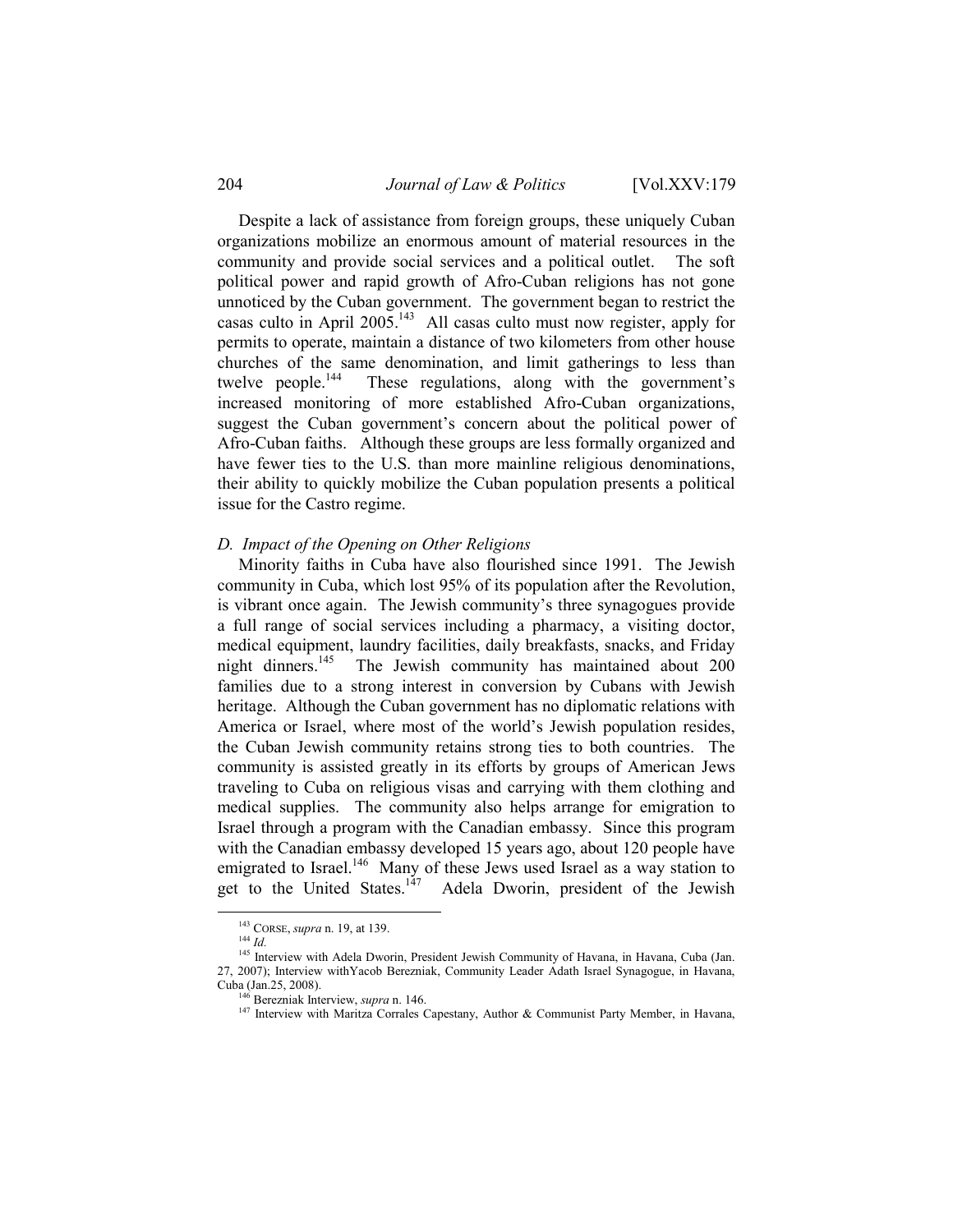Despite a lack of assistance from foreign groups, these uniquely Cuban organizations mobilize an enormous amount of material resources in the community and provide social services and a political outlet. The soft political power and rapid growth of Afro-Cuban religions has not gone unnoticed by the Cuban government. The government began to restrict the casas culto in April 2005.[143] All casas culto must now register, apply for permits to operate, maintain a distance of two kilometers from other house churches of the same denomination, and limit gatherings to less than twelve people.[144] These regulations, along with the government's increased monitoring of more established Afro-Cuban organizations, suggest the Cuban government's concern about the political power of Afro-Cuban faiths. Although these groups are less formally organized and have fewer ties to the U.S. than more mainline religious denominations, their ability to quickly mobilize the Cuban population presents a political issue for the Castro regime.

### *D. Impact of the Opening on Other Religions*

Minority faiths in Cuba have also flourished since 1991. The Jewish community in Cuba, which lost 95% of its population after the Revolution, is vibrant once again. The Jewish community's three synagogues provide a full range of social services including a pharmacy, a visiting doctor, medical equipment, laundry facilities, daily breakfasts, snacks, and Friday night dinners.[145] The Jewish community has maintained about 200 families due to a strong interest in conversion by Cubans with Jewish heritage. Although the Cuban government has no diplomatic relations with America or Israel, where most of the world's Jewish population resides, the Cuban Jewish community retains strong ties to both countries. The community is assisted greatly in its efforts by groups of American Jews traveling to Cuba on religious visas and carrying with them clothing and medical supplies. The community also helps arrange for emigration to Israel through a program with the Canadian embassy. Since this program with the Canadian embassy developed 15 years ago, about 120 people have emigrated to Israel.[146] Many of these Jews used Israel as a way station to get to the United States.[147] Adela Dworin, president of the Jewish

---

[143] CORSE, *supra* n. 19, at 139.

[144] *Id.*

[145] Interview with Adela Dworin, President Jewish Community of Havana, in Havana, Cuba (Jan. 27, 2007); Interview withYacob Berezniak, Community Leader Adath Israel Synagogue, in Havana, Cuba (Jan.25, 2008).

[146] Berezniak Interview, *supra* n. 146.

[147] Interview with Maritza Corrales Capestany, Author & Communist Party Member, in Havana,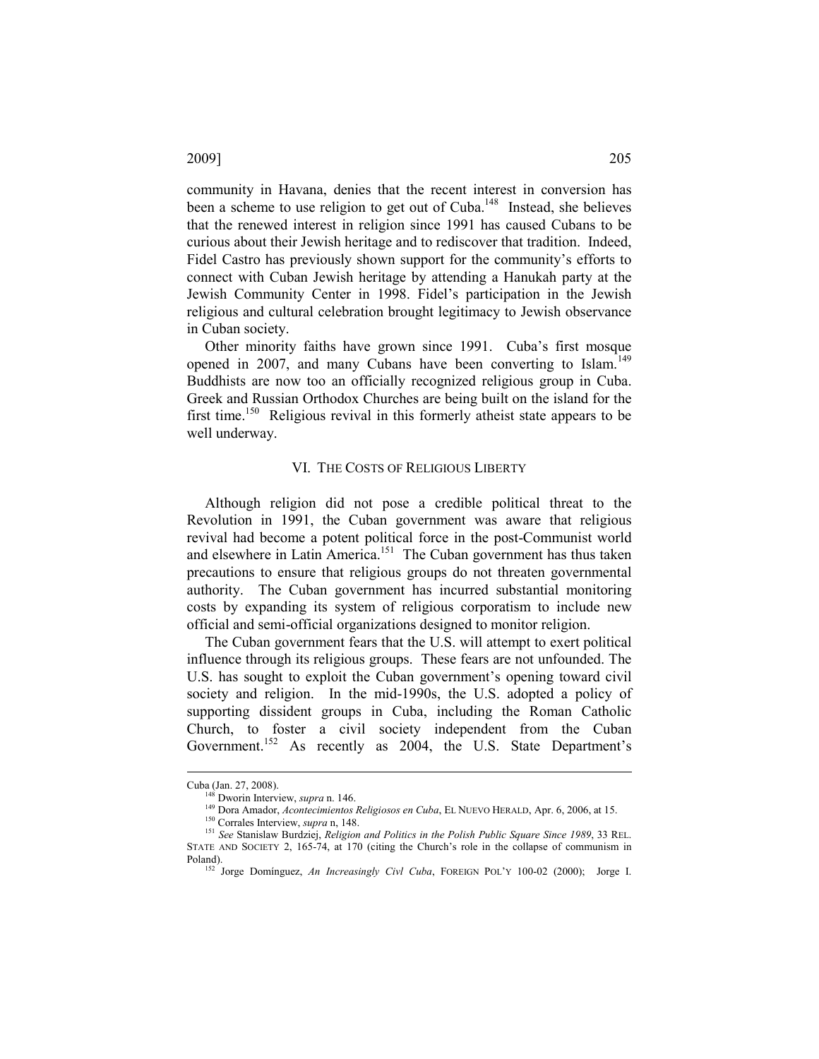community in Havana, denies that the recent interest in conversion has been a scheme to use religion to get out of Cuba.[148] Instead, she believes that the renewed interest in religion since 1991 has caused Cubans to be curious about their Jewish heritage and to rediscover that tradition. Indeed, Fidel Castro has previously shown support for the community's efforts to connect with Cuban Jewish heritage by attending a Hanukah party at the Jewish Community Center in 1998. Fidel's participation in the Jewish religious and cultural celebration brought legitimacy to Jewish observance in Cuban society.

Other minority faiths have grown since 1991. Cuba's first mosque opened in 2007, and many Cubans have been converting to Islam.[149] Buddhists are now too an officially recognized religious group in Cuba. Greek and Russian Orthodox Churches are being built on the island for the first time.[150] Religious revival in this formerly atheist state appears to be well underway.

## VI. THE COSTS OF RELIGIOUS LIBERTY

Although religion did not pose a credible political threat to the Revolution in 1991, the Cuban government was aware that religious revival had become a potent political force in the post-Communist world and elsewhere in Latin America.[151] The Cuban government has thus taken precautions to ensure that religious groups do not threaten governmental authority. The Cuban government has incurred substantial monitoring costs by expanding its system of religious corporatism to include new official and semi-official organizations designed to monitor religion.

The Cuban government fears that the U.S. will attempt to exert political influence through its religious groups. These fears are not unfounded. The U.S. has sought to exploit the Cuban government's opening toward civil society and religion. In the mid-1990s, the U.S. adopted a policy of supporting dissident groups in Cuba, including the Roman Catholic Church, to foster a civil society independent from the Cuban Government.[152] As recently as 2004, the U.S. State Department's

---

Cuba (Jan. 27, 2008).

[148] Dworin Interview, *supra* n. 146.

[149] Dora Amador, *Acontecimientos Religiosos en Cuba*, EL NUEVO HERALD, Apr. 6, 2006, at 15.

[150] Corrales Interview, *supra* n, 148.

[151] *See* Stanislaw Burdziej, *Religion and Politics in the Polish Public Square Since 1989*, 33 REL. STATE AND SOCIETY 2, 165-74, at 170 (citing the Church's role in the collapse of communism in Poland).

[152] Jorge Domínguez, *An Increasingly Civl Cuba*, FOREIGN POL'Y 100-02 (2000); Jorge I.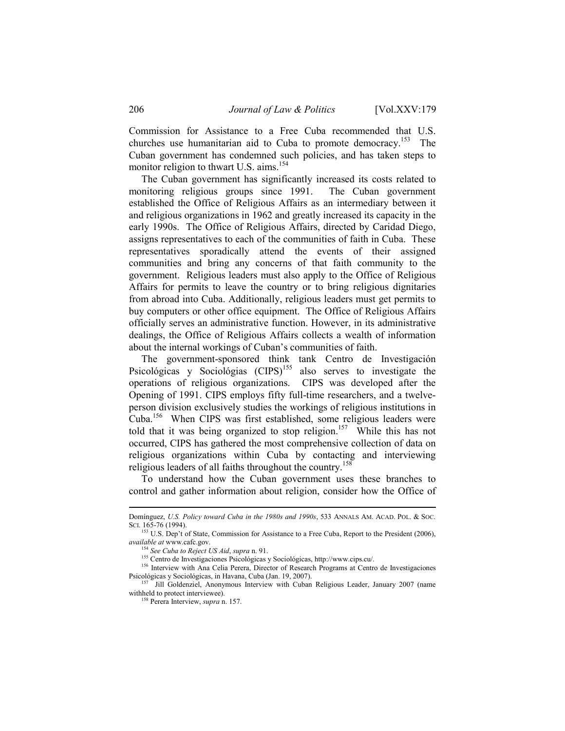Commission for Assistance to a Free Cuba recommended that U.S. churches use humanitarian aid to Cuba to promote democracy.[153] The Cuban government has condemned such policies, and has taken steps to monitor religion to thwart U.S. aims.[154]

The Cuban government has significantly increased its costs related to monitoring religious groups since 1991. The Cuban government established the Office of Religious Affairs as an intermediary between it and religious organizations in 1962 and greatly increased its capacity in the early 1990s. The Office of Religious Affairs, directed by Caridad Diego, assigns representatives to each of the communities of faith in Cuba. These representatives sporadically attend the events of their assigned communities and bring any concerns of that faith community to the government. Religious leaders must also apply to the Office of Religious Affairs for permits to leave the country or to bring religious dignitaries from abroad into Cuba. Additionally, religious leaders must get permits to buy computers or other office equipment. The Office of Religious Affairs officially serves an administrative function. However, in its administrative dealings, the Office of Religious Affairs collects a wealth of information about the internal workings of Cuban's communities of faith.

The government-sponsored think tank Centro de Investigación Psicológicas y Sociológias (CIPS)[155] also serves to investigate the operations of religious organizations. CIPS was developed after the Opening of 1991. CIPS employs fifty full-time researchers, and a twelve-person division exclusively studies the workings of religious institutions in Cuba.[156] When CIPS was first established, some religious leaders were told that it was being organized to stop religion.[157] While this has not occurred, CIPS has gathered the most comprehensive collection of data on religious organizations within Cuba by contacting and interviewing religious leaders of all faiths throughout the country.[158]

To understand how the Cuban government uses these branches to control and gather information about religion, consider how the Office of

---

Domínguez, *U.S. Policy toward Cuba in the 1980s and 1990s*, 533 ANNALS AM. ACAD. POL. & SOC. SCI. 165-76 (1994).

[153] U.S. Dep't of State, Commission for Assistance to a Free Cuba, Report to the President (2006), *available at* www.cafc.gov.

[154] *See Cuba to Reject US Aid*, *supra* n. 91.

[155] Centro de Investigaciones Psicológicas y Sociológicas, http://www.cips.cu/.

[156] Interview with Ana Celia Perera, Director of Research Programs at Centro de Investigaciones Psicológicas y Sociológicas, in Havana, Cuba (Jan. 19, 2007).

[157] Jill Goldenziel, Anonymous Interview with Cuban Religious Leader, January 2007 (name withheld to protect interviewee).

[158] Perera Interview, *supra* n. 157.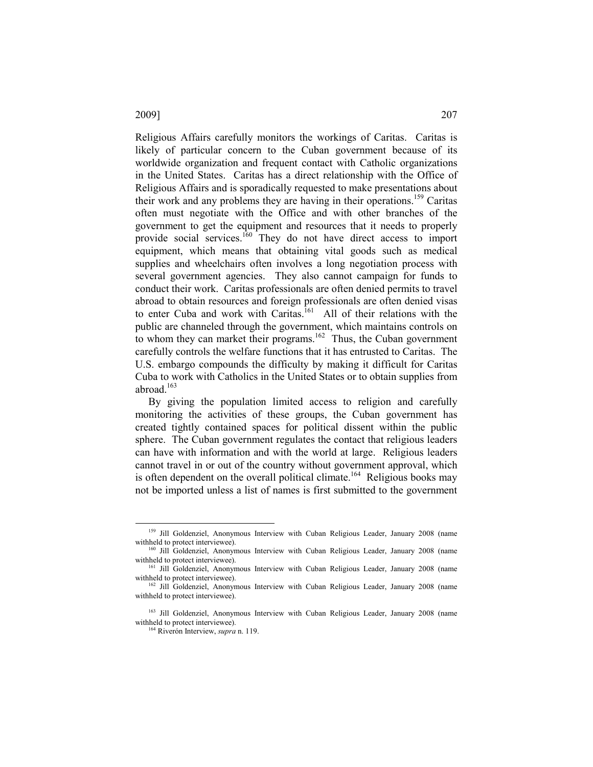Religious Affairs carefully monitors the workings of Caritas. Caritas is likely of particular concern to the Cuban government because of its worldwide organization and frequent contact with Catholic organizations in the United States. Caritas has a direct relationship with the Office of Religious Affairs and is sporadically requested to make presentations about their work and any problems they are having in their operations.[159] Caritas often must negotiate with the Office and with other branches of the government to get the equipment and resources that it needs to properly provide social services.[160] They do not have direct access to import equipment, which means that obtaining vital goods such as medical supplies and wheelchairs often involves a long negotiation process with several government agencies. They also cannot campaign for funds to conduct their work. Caritas professionals are often denied permits to travel abroad to obtain resources and foreign professionals are often denied visas to enter Cuba and work with Caritas.[161] All of their relations with the public are channeled through the government, which maintains controls on to whom they can market their programs.[162] Thus, the Cuban government carefully controls the welfare functions that it has entrusted to Caritas. The U.S. embargo compounds the difficulty by making it difficult for Caritas Cuba to work with Catholics in the United States or to obtain supplies from abroad.[163]

By giving the population limited access to religion and carefully monitoring the activities of these groups, the Cuban government has created tightly contained spaces for political dissent within the public sphere. The Cuban government regulates the contact that religious leaders can have with information and with the world at large. Religious leaders cannot travel in or out of the country without government approval, which is often dependent on the overall political climate.[164] Religious books may not be imported unless a list of names is first submitted to the government

---

[159] Jill Goldenziel, Anonymous Interview with Cuban Religious Leader, January 2008 (name withheld to protect interviewee).

[160] Jill Goldenziel, Anonymous Interview with Cuban Religious Leader, January 2008 (name withheld to protect interviewee).

[161] Jill Goldenziel, Anonymous Interview with Cuban Religious Leader, January 2008 (name withheld to protect interviewee).

[162] Jill Goldenziel, Anonymous Interview with Cuban Religious Leader, January 2008 (name withheld to protect interviewee).

[163] Jill Goldenziel, Anonymous Interview with Cuban Religious Leader, January 2008 (name withheld to protect interviewee).

[164] Riverón Interview, *supra* n. 119.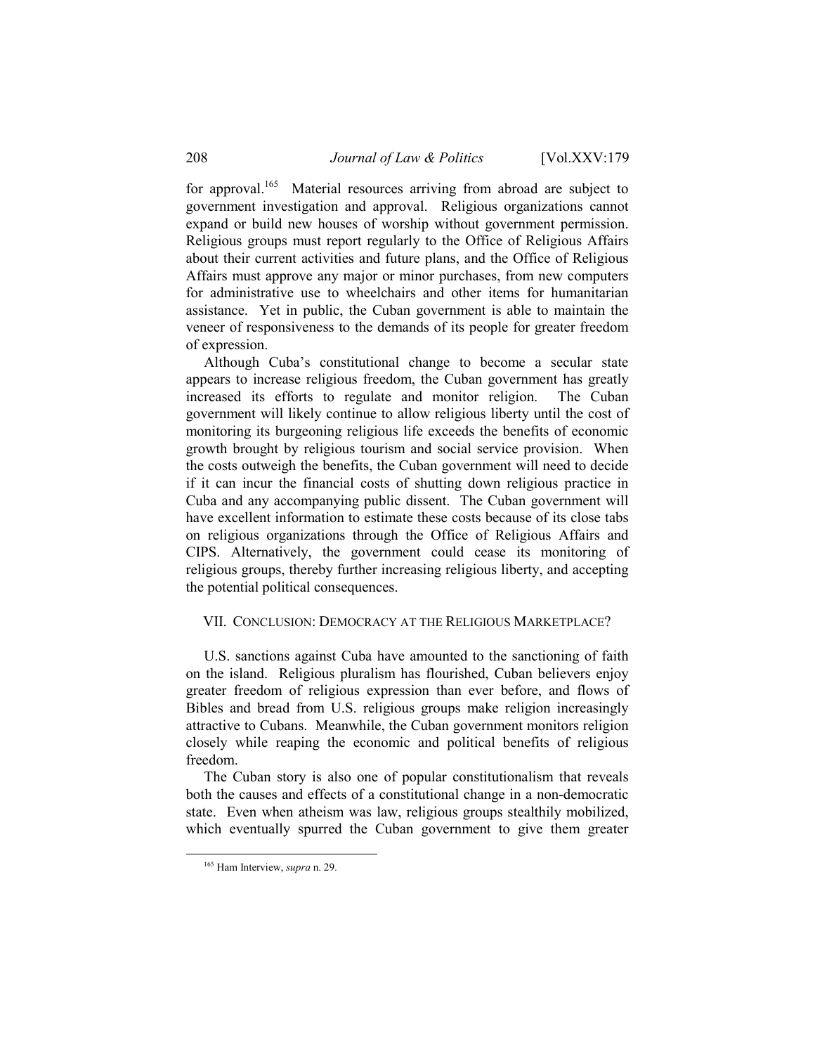for approval.[165] Material resources arriving from abroad are subject to government investigation and approval. Religious organizations cannot expand or build new houses of worship without government permission. Religious groups must report regularly to the Office of Religious Affairs about their current activities and future plans, and the Office of Religious Affairs must approve any major or minor purchases, from new computers for administrative use to wheelchairs and other items for humanitarian assistance. Yet in public, the Cuban government is able to maintain the veneer of responsiveness to the demands of its people for greater freedom of expression.

Although Cuba's constitutional change to become a secular state appears to increase religious freedom, the Cuban government has greatly increased its efforts to regulate and monitor religion. The Cuban government will likely continue to allow religious liberty until the cost of monitoring its burgeoning religious life exceeds the benefits of economic growth brought by religious tourism and social service provision. When the costs outweigh the benefits, the Cuban government will need to decide if it can incur the financial costs of shutting down religious practice in Cuba and any accompanying public dissent. The Cuban government will have excellent information to estimate these costs because of its close tabs on religious organizations through the Office of Religious Affairs and CIPS. Alternatively, the government could cease its monitoring of religious groups, thereby further increasing religious liberty, and accepting the potential political consequences.

## VII. CONCLUSION: DEMOCRACY AT THE RELIGIOUS MARKETPLACE?

U.S. sanctions against Cuba have amounted to the sanctioning of faith on the island. Religious pluralism has flourished, Cuban believers enjoy greater freedom of religious expression than ever before, and flows of Bibles and bread from U.S. religious groups make religion increasingly attractive to Cubans. Meanwhile, the Cuban government monitors religion closely while reaping the economic and political benefits of religious freedom.

The Cuban story is also one of popular constitutionalism that reveals both the causes and effects of a constitutional change in a non-democratic state. Even when atheism was law, religious groups stealthily mobilized, which eventually spurred the Cuban government to give them greater

[165] Ham Interview, *supra* n. 29.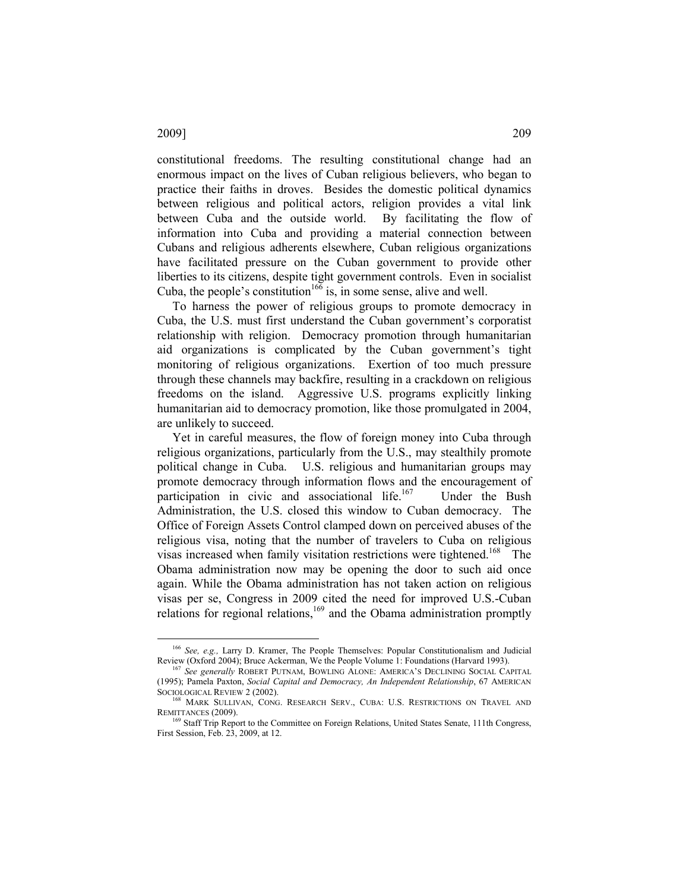constitutional freedoms. The resulting constitutional change had an enormous impact on the lives of Cuban religious believers, who began to practice their faiths in droves. Besides the domestic political dynamics between religious and political actors, religion provides a vital link between Cuba and the outside world. By facilitating the flow of information into Cuba and providing a material connection between Cubans and religious adherents elsewhere, Cuban religious organizations have facilitated pressure on the Cuban government to provide other liberties to its citizens, despite tight government controls. Even in socialist Cuba, the people's constitution[166] is, in some sense, alive and well.

To harness the power of religious groups to promote democracy in Cuba, the U.S. must first understand the Cuban government's corporatist relationship with religion. Democracy promotion through humanitarian aid organizations is complicated by the Cuban government's tight monitoring of religious organizations. Exertion of too much pressure through these channels may backfire, resulting in a crackdown on religious freedoms on the island. Aggressive U.S. programs explicitly linking humanitarian aid to democracy promotion, like those promulgated in 2004, are unlikely to succeed.

Yet in careful measures, the flow of foreign money into Cuba through religious organizations, particularly from the U.S., may stealthily promote political change in Cuba. U.S. religious and humanitarian groups may promote democracy through information flows and the encouragement of participation in civic and associational life.[167] Under the Bush Administration, the U.S. closed this window to Cuban democracy. The Office of Foreign Assets Control clamped down on perceived abuses of the religious visa, noting that the number of travelers to Cuba on religious visas increased when family visitation restrictions were tightened.[168] The Obama administration now may be opening the door to such aid once again. While the Obama administration has not taken action on religious visas per se, Congress in 2009 cited the need for improved U.S.-Cuban relations for regional relations,[169] and the Obama administration promptly

---

[166] *See, e.g.,* Larry D. Kramer, The People Themselves: Popular Constitutionalism and Judicial Review (Oxford 2004); Bruce Ackerman, We the People Volume 1: Foundations (Harvard 1993).

[167] *See generally* ROBERT PUTNAM, BOWLING ALONE: AMERICA'S DECLINING SOCIAL CAPITAL (1995); Pamela Paxton, *Social Capital and Democracy, An Independent Relationship*, 67 AMERICAN SOCIOLOGICAL REVIEW 2 (2002).

[168] MARK SULLIVAN, CONG. RESEARCH SERV., CUBA: U.S. RESTRICTIONS ON TRAVEL AND REMITTANCES (2009).

[169] Staff Trip Report to the Committee on Foreign Relations, United States Senate, 111th Congress, First Session, Feb. 23, 2009, at 12.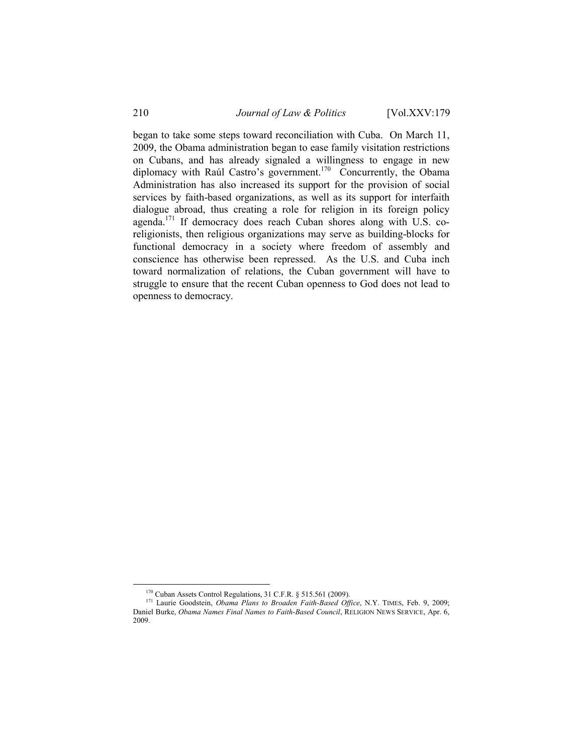began to take some steps toward reconciliation with Cuba. On March 11, 2009, the Obama administration began to ease family visitation restrictions on Cubans, and has already signaled a willingness to engage in new diplomacy with Raúl Castro's government.[170] Concurrently, the Obama Administration has also increased its support for the provision of social services by faith-based organizations, as well as its support for interfaith dialogue abroad, thus creating a role for religion in its foreign policy agenda.[171] If democracy does reach Cuban shores along with U.S. co-religionists, then religious organizations may serve as building-blocks for functional democracy in a society where freedom of assembly and conscience has otherwise been repressed. As the U.S. and Cuba inch toward normalization of relations, the Cuban government will have to struggle to ensure that the recent Cuban openness to God does not lead to openness to democracy.

---

[170] Cuban Assets Control Regulations, 31 C.F.R. § 515.561 (2009).

[171] Laurie Goodstein, *Obama Plans to Broaden Faith-Based Office*, N.Y. TIMES, Feb. 9, 2009; Daniel Burke, *Obama Names Final Names to Faith-Based Council*, RELIGION NEWS SERVICE, Apr. 6, 2009.